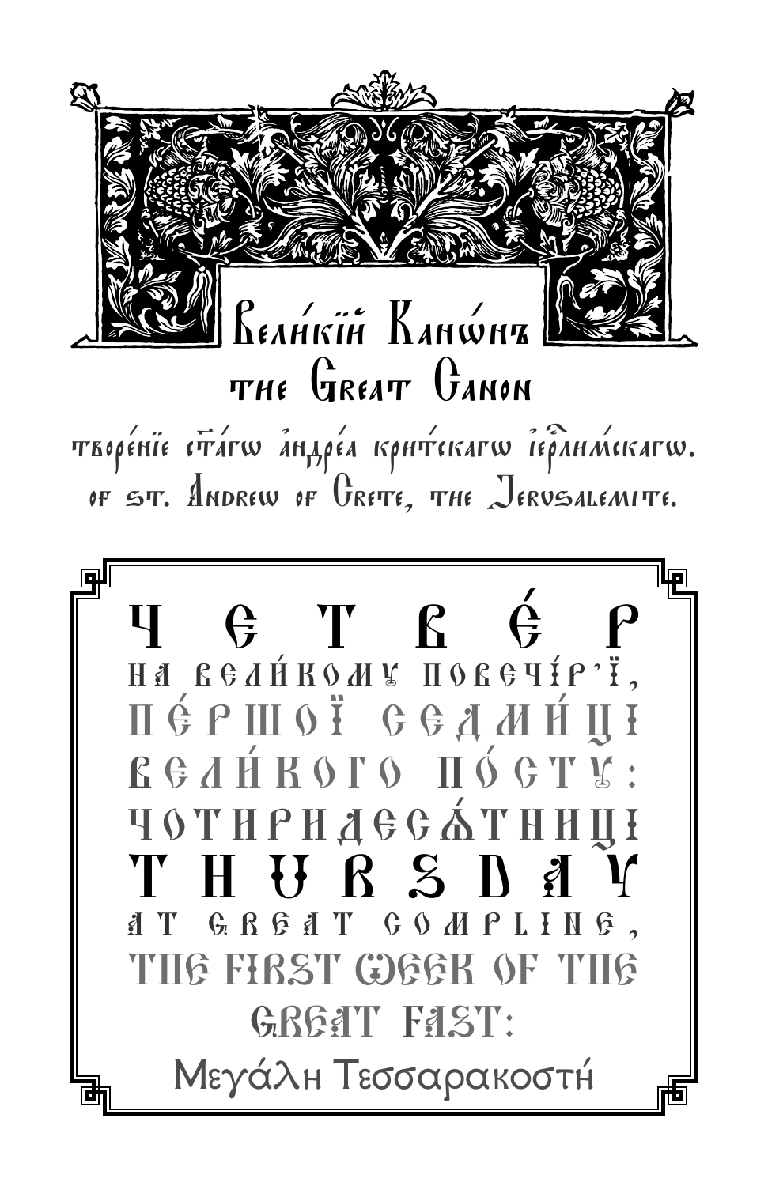# Вели́кїй Кано́нъ
## the Great Canon

творе́нїе ст҃а́гѡ а̓ндре́а крит́скагѡ і̓ер҃ли́мскагѡ.

of St. Andrew of Crete, the Jerusalemite.

# ЧЕТВЕ́Р

НА ВЕЛИ́КОМУ ПОВЕЧІ́Р'Ї, ПЕ́РШОЇ СЕДМИ́ЦІ ВЕЛИ́КОГО ПО́СТУ: ЧОТИРИДЕСЯ́ТНИЦІ

# THURSDAY

AT GREAT COMPLINE, THE FIRST WEEK OF THE GREAT FAST:

Μεγάλη Τεσσαρακοστή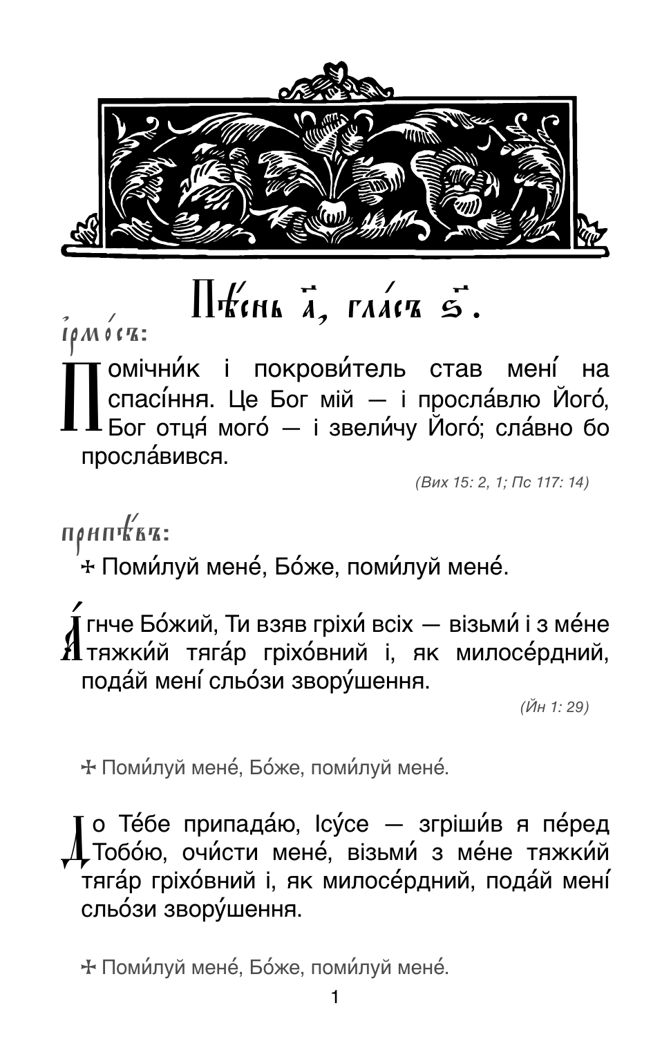# Пѣ́снь а҃, гла́съ ѕ҃.

*і҆рмо́съ:*

Помічни́к і покрови́тель став мені́ на спасі́ння. Це Бог мій — і просла́влю Його́, Бог отця́ мого́ — і звели́чу Його́; сла́вно бо просла́вився.

*(Вих 15: 2, 1; Пс 117: 14)*

*припѣ́въ:*

✠ Поми́луй мене́, Бо́же, поми́луй мене́.

А́гнче Бо́жий, Ти взяв гріхи́ всіх — візьми́ і з ме́не тяжки́й тяга́р гріхо́вний і, як милосе́рдний, пода́й мені́ сльо́зи звору́шення.

*(Йн 1: 29)*

✠ Поми́луй мене́, Бо́же, поми́луй мене́.

До Те́бе припада́ю, Ісу́се — згріши́в я пе́ред Тобо́ю, очи́сти мене́, візьми́ з ме́не тяжки́й тяга́р гріхо́вний і, як милосе́рдний, пода́й мені́ сльо́зи звору́шення.

✠ Поми́луй мене́, Бо́же, поми́луй мене́.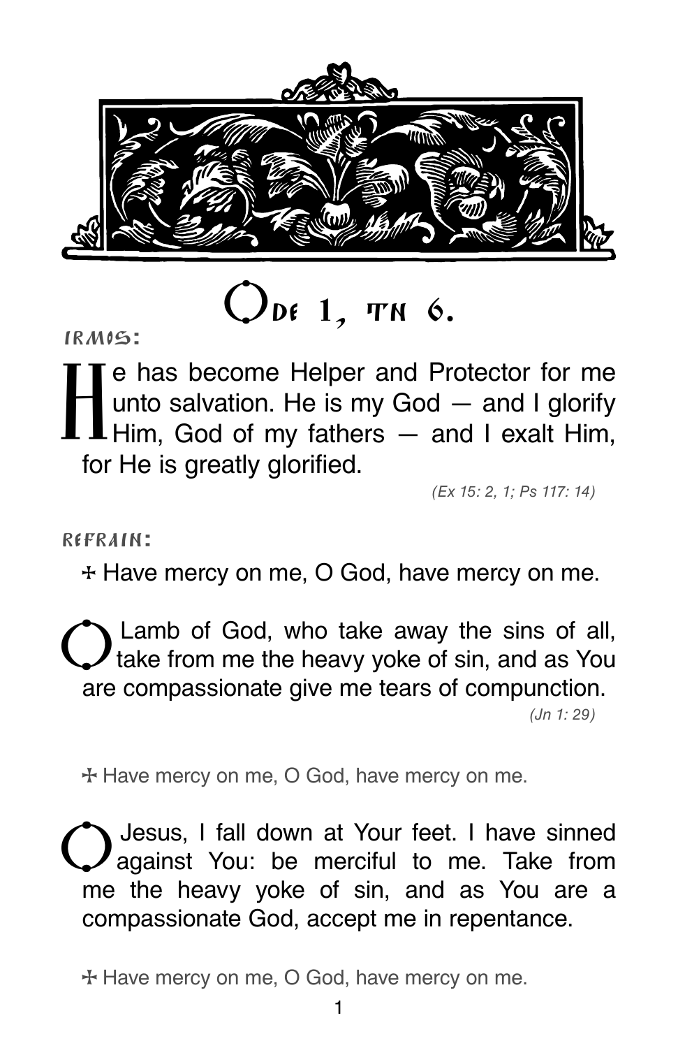# Ode 1, Tn 6.

IRMOS:

He has become Helper and Protector for me unto salvation. He is my God — and I glorify Him, God of my fathers — and I exalt Him, for He is greatly glorified.

*(Ex 15: 2, 1; Ps 117: 14)*

REFRAIN:

✠ Have mercy on me, O God, have mercy on me.

O Lamb of God, who take away the sins of all, take from me the heavy yoke of sin, and as You are compassionate give me tears of compunction.

*(Jn 1: 29)*

✠ Have mercy on me, O God, have mercy on me.

O Jesus, I fall down at Your feet. I have sinned against You: be merciful to me. Take from me the heavy yoke of sin, and as You are a compassionate God, accept me in repentance.

✠ Have mercy on me, O God, have mercy on me.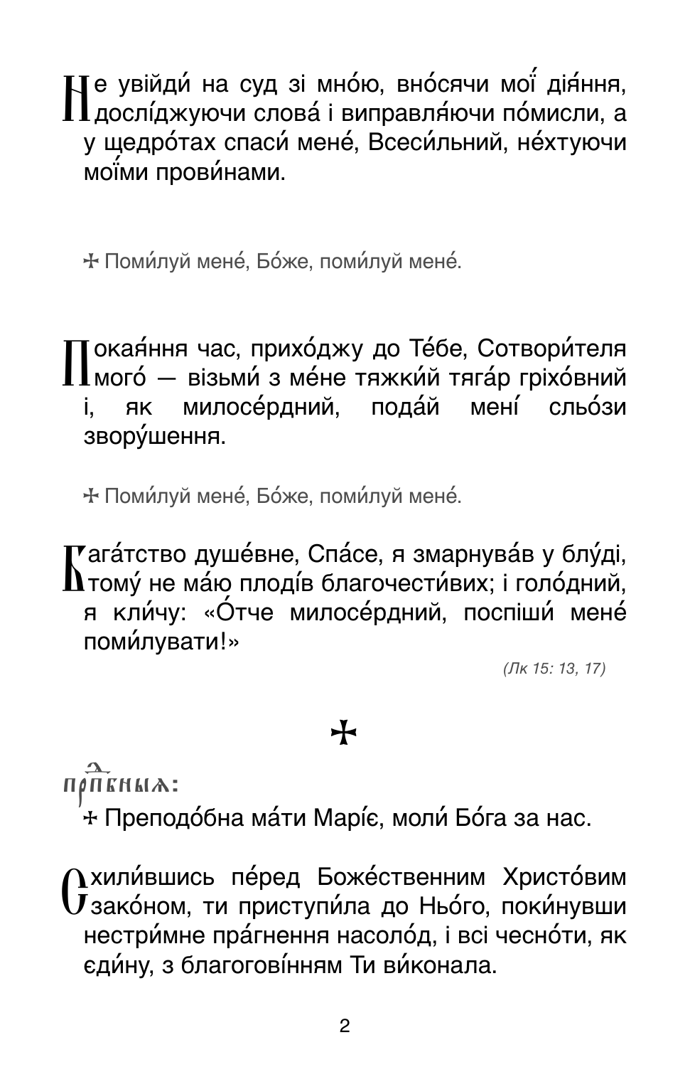Не увійди́ на суд зі мно́ю, вно́сячи мої́ дія́ння, дослі́джуючи слова́ і виправля́ючи по́мисли, а у щедро́тах спаси́ мене́, Всеси́льний, не́хтуючи мої́ми прови́нами.

☩ Поми́луй мене́, Бо́же, поми́луй мене́.

Покая́ння час, прихо́джу до Те́бе, Сотвори́теля мого́ — візьми́ з ме́не тяжки́й тяга́р гріхо́вний і, як милосе́рдний, пода́й мені́ сльо́зи звору́шення.

☩ Поми́луй мене́, Бо́же, поми́луй мене́.

Бага́тство душе́вне, Спа́се, я змарнува́в у блу́ді, тому́ не ма́ю плоді́в благочести́вих; і голо́дний, я кли́чу: «О́тче милосе́рдний, поспіши́ мене́ поми́лувати!»

*(Лк 15: 13, 17)*

☩

прпⷭ҇бныѧ:

☩ Преподо́бна ма́ти Марі́є, моли́ Бо́га за нас.

Схили́вшись пе́ред Боже́ственним Христо́вим зако́ном, ти приступи́ла до Ньо́го, поки́нувши нестри́мне пра́гнення насоло́д, і всі чесно́ти, як єди́ну, з благогові́нням Ти ви́конала.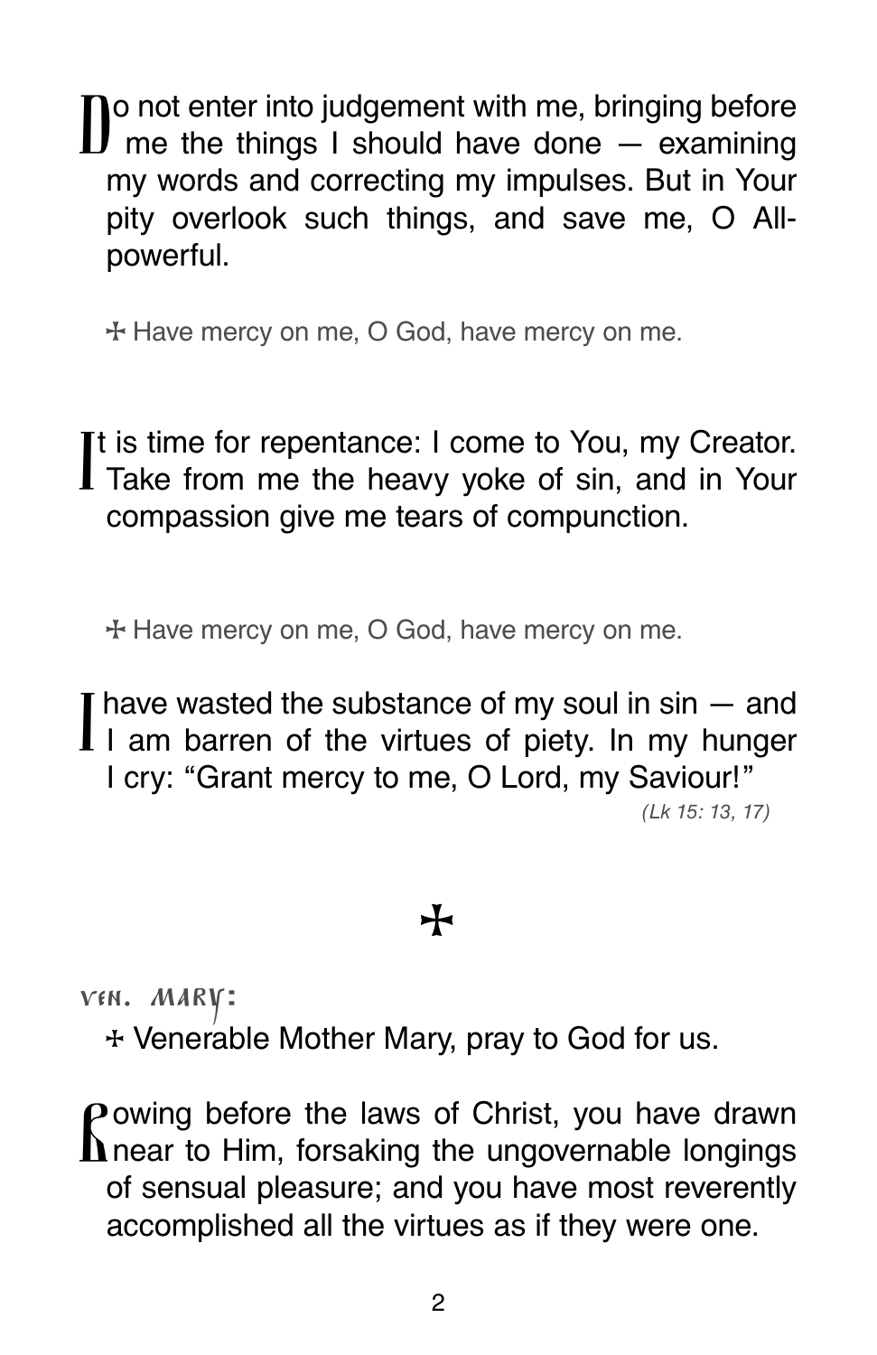Do not enter into judgement with me, bringing before me the things I should have done — examining my words and correcting my impulses. But in Your pity overlook such things, and save me, O All-powerful.

✠ Have mercy on me, O God, have mercy on me.

It is time for repentance: I come to You, my Creator. Take from me the heavy yoke of sin, and in Your compassion give me tears of compunction.

✠ Have mercy on me, O God, have mercy on me.

I have wasted the substance of my soul in sin — and I am barren of the virtues of piety. In my hunger I cry: "Grant mercy to me, O Lord, my Saviour!"

*(Lk 15: 13, 17)*

✠

**Ven. Mary:**

✠ Venerable Mother Mary, pray to God for us.

Bowing before the laws of Christ, you have drawn near to Him, forsaking the ungovernable longings of sensual pleasure; and you have most reverently accomplished all the virtues as if they were one.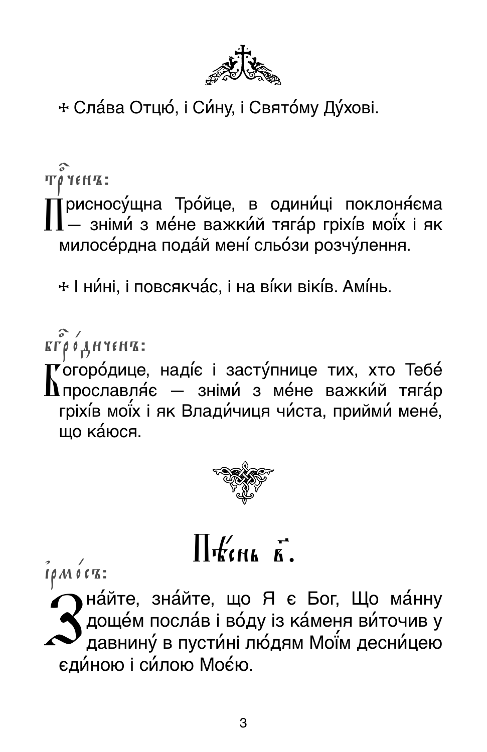✠ Сла́ва Отцю́, і Си́ну, і Свято́му Ду́хові.

Тро́ичен:

Присносу́щна Тро́йце, в едини́ці поклоня́єма — змі́ми́ з ме́не важки́й тяга́р гріхі́в мої́х і як милосе́рдна пода́й мені́ сльо́зи розчу́лення.

✠ І ни́ні, і повсякча́с, і на ві́ки вікі́в. Амі́нь.

Богоро́дичен:

Богоро́дице, наді́є і засту́пнице тих, хто Тебе́ прославля́є — змі́ми́ з ме́не важки́й тяга́р гріхі́в мої́х і як Влади́чиця чи́ста, прийми́ мене́, що ка́юся.

## Пі́снь в҃.

Ірмо́с:

Зна́йте, зна́йте, що Я є Бог, Що ма́нну доще́м посла́в і во́ду із ка́меня ви́точив у давнину́ в пусти́ні лю́дям Мої́м десни́цею єди́ною і си́лою Моє́ю.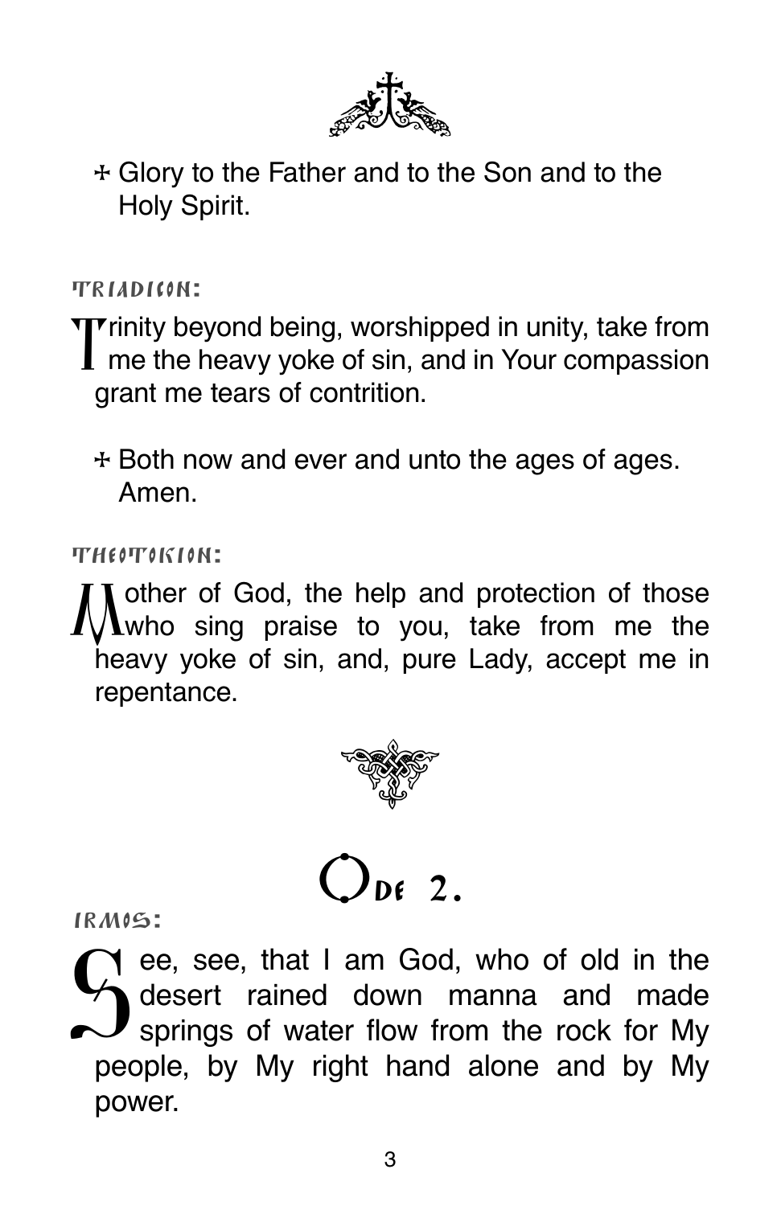✠ Glory to the Father and to the Son and to the Holy Spirit.

TRIADICON:

Trinity beyond being, worshipped in unity, take from me the heavy yoke of sin, and in Your compassion grant me tears of contrition.

✠ Both now and ever and unto the ages of ages. Amen.

THEOTOKION:

Mother of God, the help and protection of those who sing praise to you, take from me the heavy yoke of sin, and, pure Lady, accept me in repentance.

## Ode 2.

IRMOS:

See, see, that I am God, who of old in the desert rained down manna and made springs of water flow from the rock for My people, by My right hand alone and by My power.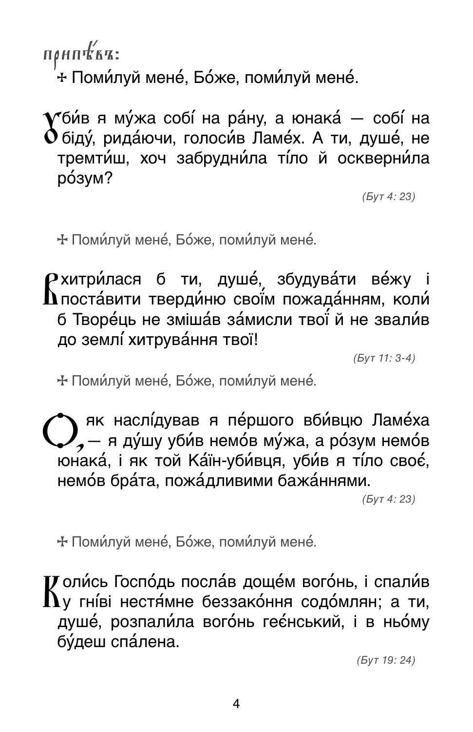**приспів:**

✢ Поми́луй мене́, Бо́же, поми́луй мене́.

Убив я му́жа собі́ на ра́ну, а юнака́ — собі́ на біду́, рида́ючи, голоси́в Ламе́х. А ти, душе́, не тремти́ш, хоч забрудни́ла ті́ло й оскверни́ла ро́зум?

*(Бут 4: 23)*

✢ Поми́луй мене́, Бо́же, поми́луй мене́.

Вхитри́лася б ти, душе́, збудува́ти ве́жу і поста́вити тверди́ню своїм пожада́нням, коли́ б Творе́ць не зміша́в за́мисли твої́ й не звали́в до землі́ хитрува́ння твої!

*(Бут 11: 3-4)*

✢ Поми́луй мене́, Бо́же, поми́луй мене́.

О, як наслі́дував я пе́ршого вби́вцю Ламе́ха — я ду́шу уби́в немо́в му́жа, а ро́зум немо́в юнака́, і як той Ка́їн-уби́вця, уби́в я ті́ло своє́, немо́в бра́та, пожа́дливими бажа́ннями.

*(Бут 4: 23)*

✢ Поми́луй мене́, Бо́же, поми́луй мене́.

Коли́сь Госпо́дь посла́в доще́м вого́нь, і спали́в у гні́ві нестя́мне беззако́ння содо́млян; а ти, душе́, розпали́ла вого́нь гее́нський, і в ньо́му бу́деш спа́лена.

*(Бут 19: 24)*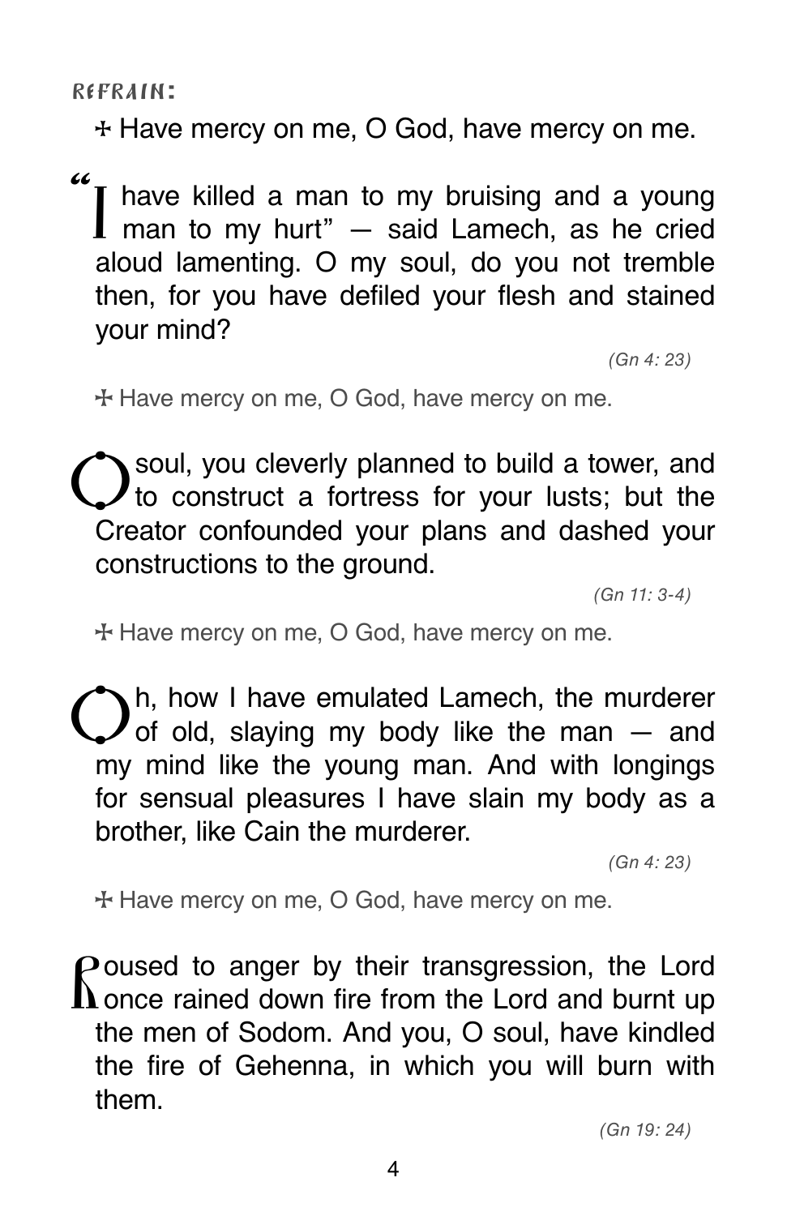**REFRAIN:**

✠ Have mercy on me, O God, have mercy on me.

"I have killed a man to my bruising and a young man to my hurt" — said Lamech, as he cried aloud lamenting. O my soul, do you not tremble then, for you have defiled your flesh and stained your mind?

*(Gn 4: 23)*

✠ Have mercy on me, O God, have mercy on me.

O soul, you cleverly planned to build a tower, and to construct a fortress for your lusts; but the Creator confounded your plans and dashed your constructions to the ground.

*(Gn 11: 3-4)*

✠ Have mercy on me, O God, have mercy on me.

Oh, how I have emulated Lamech, the murderer of old, slaying my body like the man — and my mind like the young man. And with longings for sensual pleasures I have slain my body as a brother, like Cain the murderer.

*(Gn 4: 23)*

✠ Have mercy on me, O God, have mercy on me.

Roused to anger by their transgression, the Lord once rained down fire from the Lord and burnt up the men of Sodom. And you, O soul, have kindled the fire of Gehenna, in which you will burn with them.

*(Gn 19: 24)*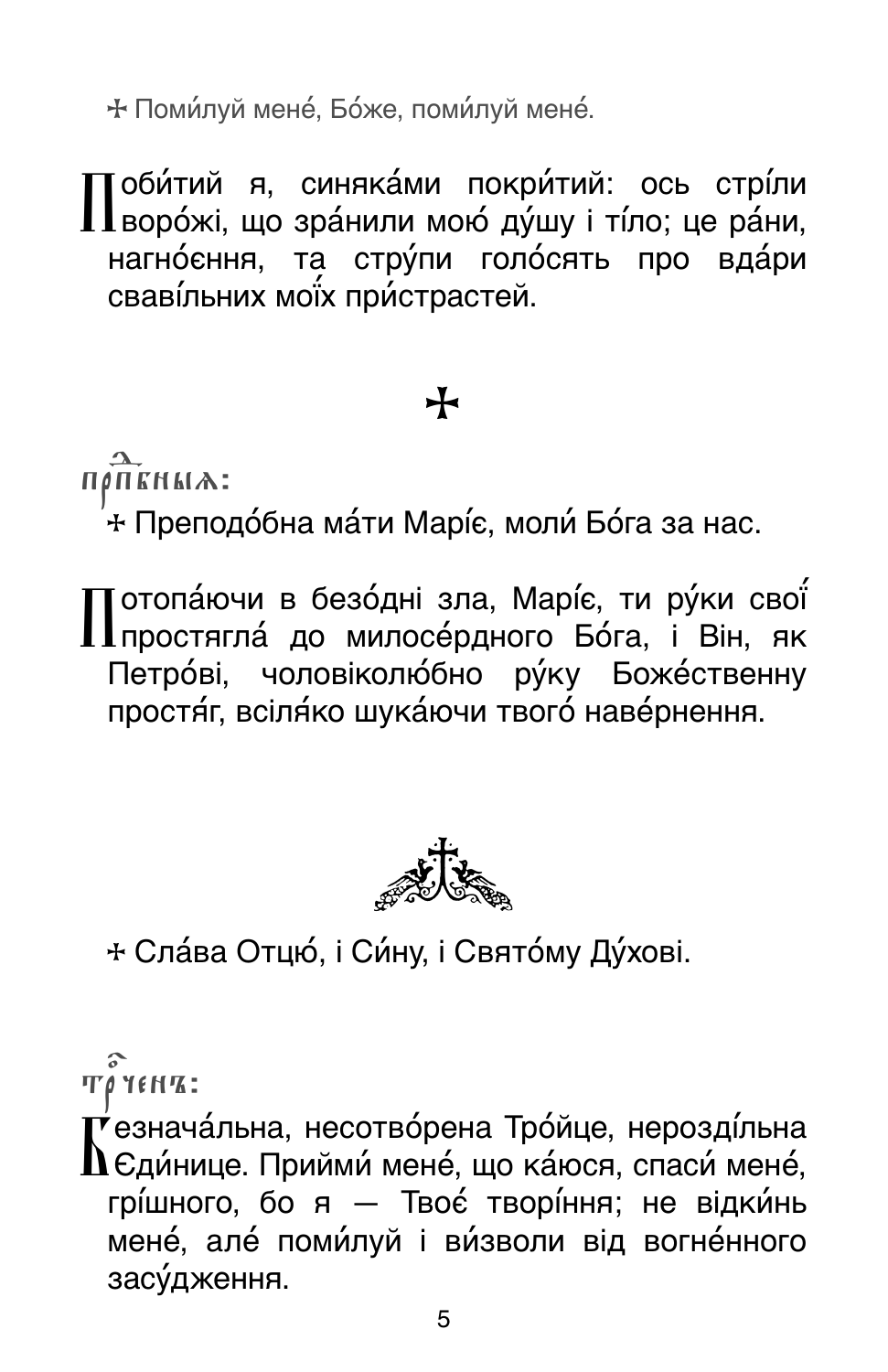☩ Поми́луй мене́, Бо́же, поми́луй мене́.

Поби́тий я, синяка́ми покри́тий: ось стрі́ли воро́жі, що зра́нили мою́ ду́шу і ті́ло; це ра́ни, нагно́єння, та стру́пи голо́сять про вда́ри сваві́льних мої́х при́страстей.

☩

Прпбныѧ:

☩ Преподо́бна ма́ти Марі́є, моли́ Бо́га за нас.

Потопа́ючи в безо́дні зла, Марі́є, ти ру́ки свої́ простягла́ до милосе́рдного Бо́га, і Він, як Петро́ві, чоловіколю́бно ру́ку Боже́ственну простя́г, всіля́ко шука́ючи твого́ наве́рнення.

☩ Сла́ва Отцю́, і Си́ну, і Свято́му Ду́хові.

Тро́ченъ:

Безнача́льна, несотво́рена Тро́йце, нероздí́льна Єди́нице. Прийми́ мене́, що ка́юся, спаси́ мене́, грі́шного, бо я — Твоє́ творі́ння; не відки́нь мене́, але́ поми́луй і ви́зволи від вогне́нного засу́дження.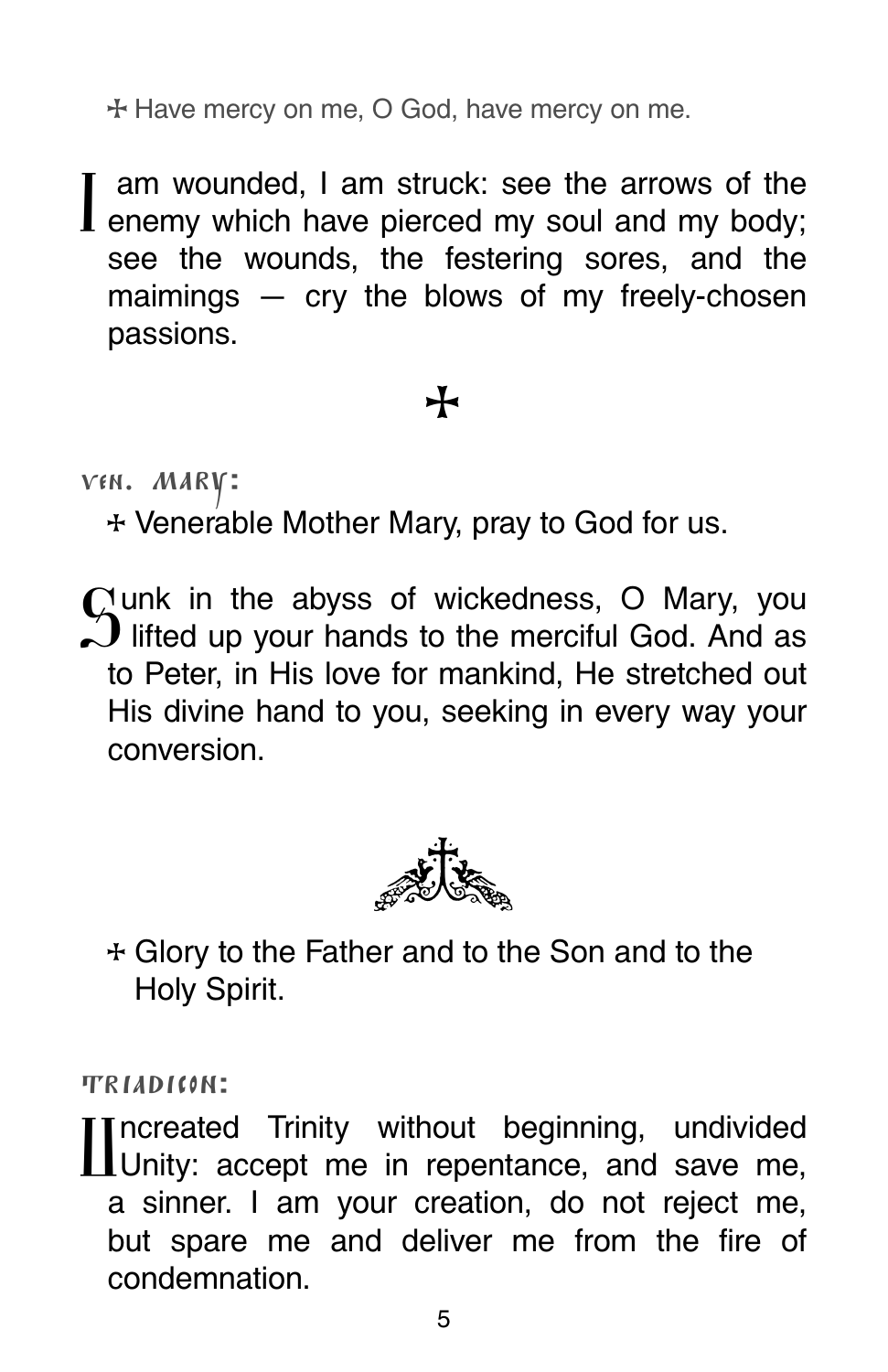☩ Have mercy on me, O God, have mercy on me.

I am wounded, I am struck: see the arrows of the enemy which have pierced my soul and my body; see the wounds, the festering sores, and the maimings — cry the blows of my freely-chosen passions.

☩

**Ven. Mary:**

☩ Venerable Mother Mary, pray to God for us.

Sunk in the abyss of wickedness, O Mary, you lifted up your hands to the merciful God. And as to Peter, in His love for mankind, He stretched out His divine hand to you, seeking in every way your conversion.

☩ Glory to the Father and to the Son and to the Holy Spirit.

**Triadicon:**

Uncreated Trinity without beginning, undivided Unity: accept me in repentance, and save me, a sinner. I am your creation, do not reject me, but spare me and deliver me from the fire of condemnation.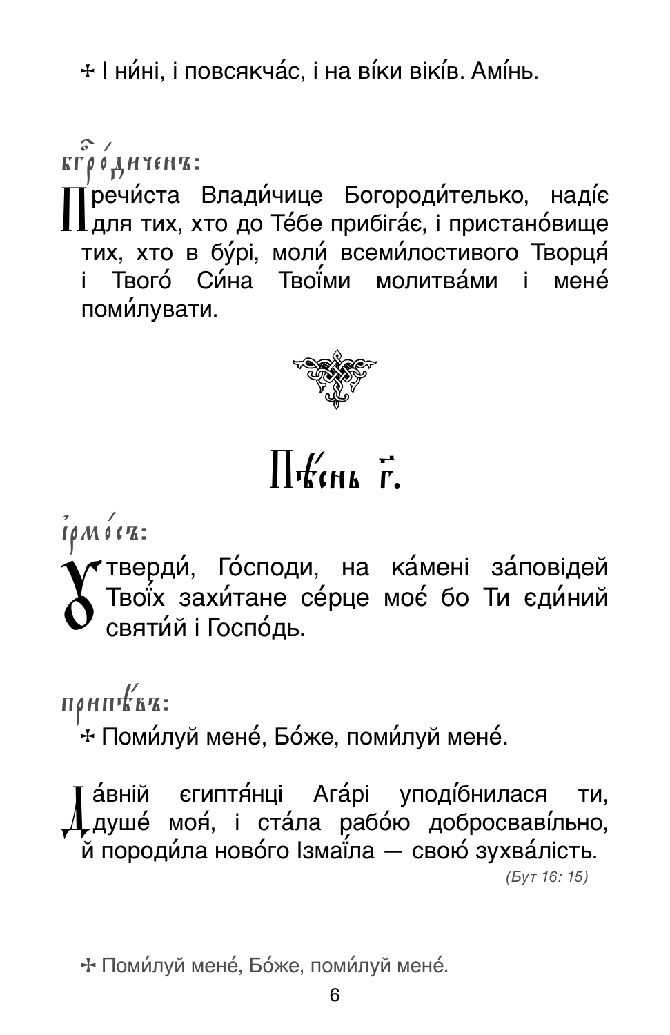✠ І ни́ні, і повсякча́с, і на ві́ки віків. Амі́нь.

**Бгоро́диченъ:**

Пречи́ста Влади́чице Богороди́телько, наді́є для тих, хто до Те́бе прибіга́є, і пристано́вище тих, хто в бу́рі, моли́ всеми́лостивого Творця́ і Твого́ Си́на Твої́ми молитва́ми і мене́ помилувати.

## Пѣ́снь г҃.

**Ірмо́съ:**

Утверди́, Го́споди, на ка́мені за́повідей Твоїх захи́тане се́рце моє́ бо Ти єди́ний святи́й і Госпо́дь.

**Припѣ́въ:**

✠ Поми́луй мене́, Бо́же, поми́луй мене́.

Да́вній єгиптя́нці Ага́рі уподі́бнилася ти, душе́ моя́, і ста́ла рабо́ю добросваві́льно, й породи́ла ново́го Ізмаї́ла — свою́ зухва́лість.

*(Бут 16: 15)*

✠ Поми́луй мене́, Бо́же, поми́луй мене́.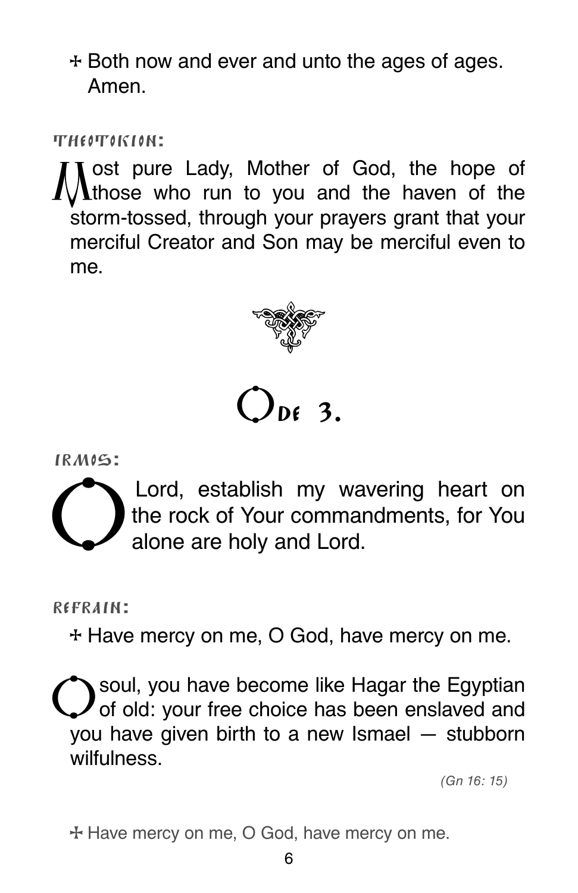☩ Both now and ever and unto the ages of ages. Amen.

THEOTOKION:

Most pure Lady, Mother of God, the hope of those who run to you and the haven of the storm-tossed, through your prayers grant that your merciful Creator and Son may be merciful even to me.

## Ode 3.

IRMOS:

O Lord, establish my wavering heart on the rock of Your commandments, for You alone are holy and Lord.

REFRAIN:

☩ Have mercy on me, O God, have mercy on me.

O soul, you have become like Hagar the Egyptian of old: your free choice has been enslaved and you have given birth to a new Ismael — stubborn wilfulness.

*(Gn 16: 15)*

☩ Have mercy on me, O God, have mercy on me.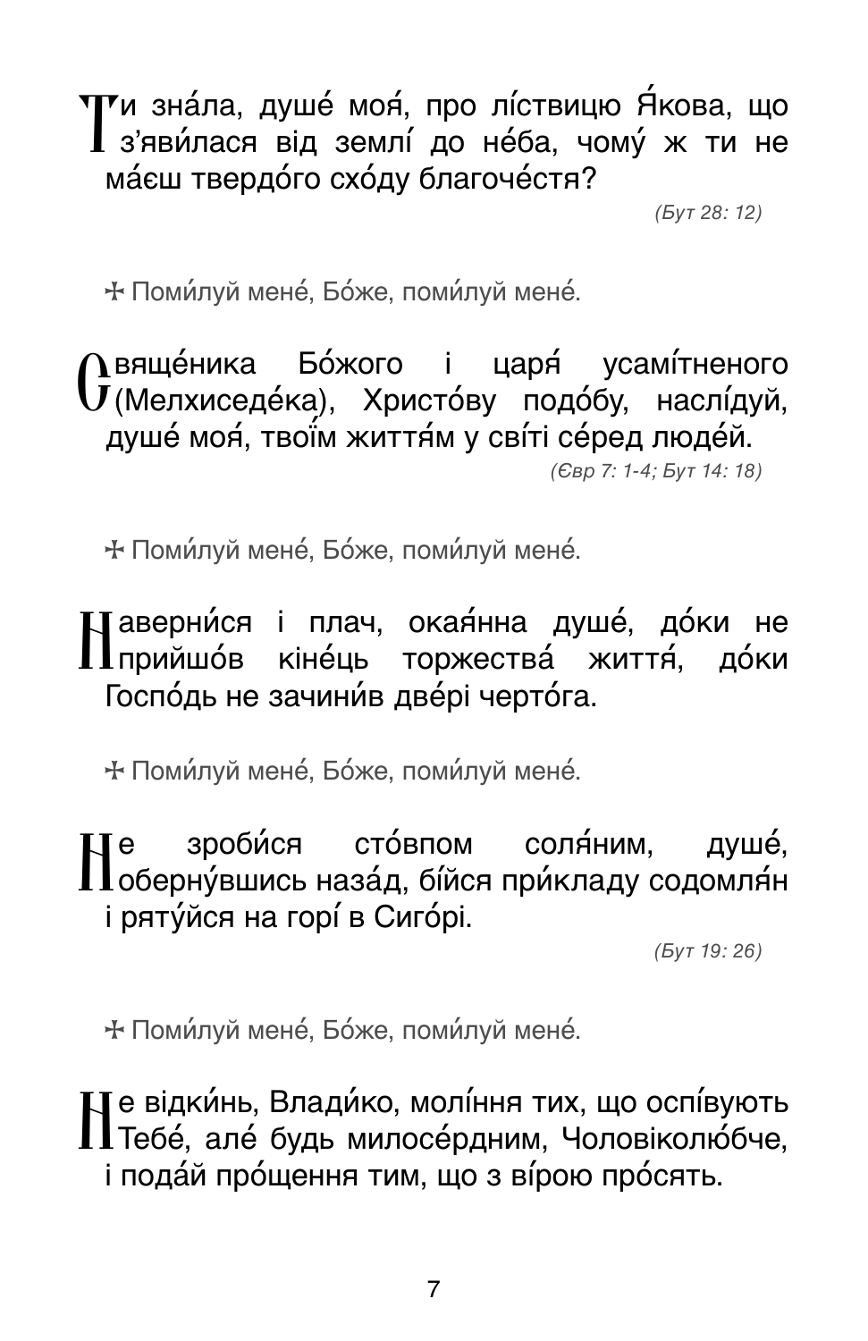Ти зна́ла, душе́ моя́, про лі́ствицю Я́кова, що з'яви́лася від землі́ до не́ба, чому́ ж ти не ма́єш твердо́го схо́ду благоче́стя?

*(Бут 28: 12)*

✢ Поми́луй мене́, Бо́же, поми́луй мене́.

Свяще́ника Бо́жого і царя́ усамі́тненого (Мелхиседе́ка), Христо́ву подо́бу, наслі́дуй, душе́ моя́, твої́м життя́м у сві́ті се́ред люде́й.

*(Євр 7: 1-4; Бут 14: 18)*

✢ Поми́луй мене́, Бо́же, поми́луй мене́.

Наверни́ся і плач, окая́нна душе́, до́ки не прийшо́в кіне́ць торжества́ життя́, до́ки Госпо́дь не зачини́в две́рі черто́га.

✢ Поми́луй мене́, Бо́же, поми́луй мене́.

Не зроби́ся сто́впом соля́ним, душе́, оберну́вшись наза́д, бі́йся при́кладу содомля́н і ряту́йся на горі́ в Сиго́рі.

*(Бут 19: 26)*

✢ Поми́луй мене́, Бо́же, поми́луй мене́.

Не відки́нь, Влади́ко, молі́ння тих, що оспі́вують Тебе́, але́ будь милосе́рдним, Чоловіколю́бче, і пода́й про́щення тим, що з ві́рою про́сять.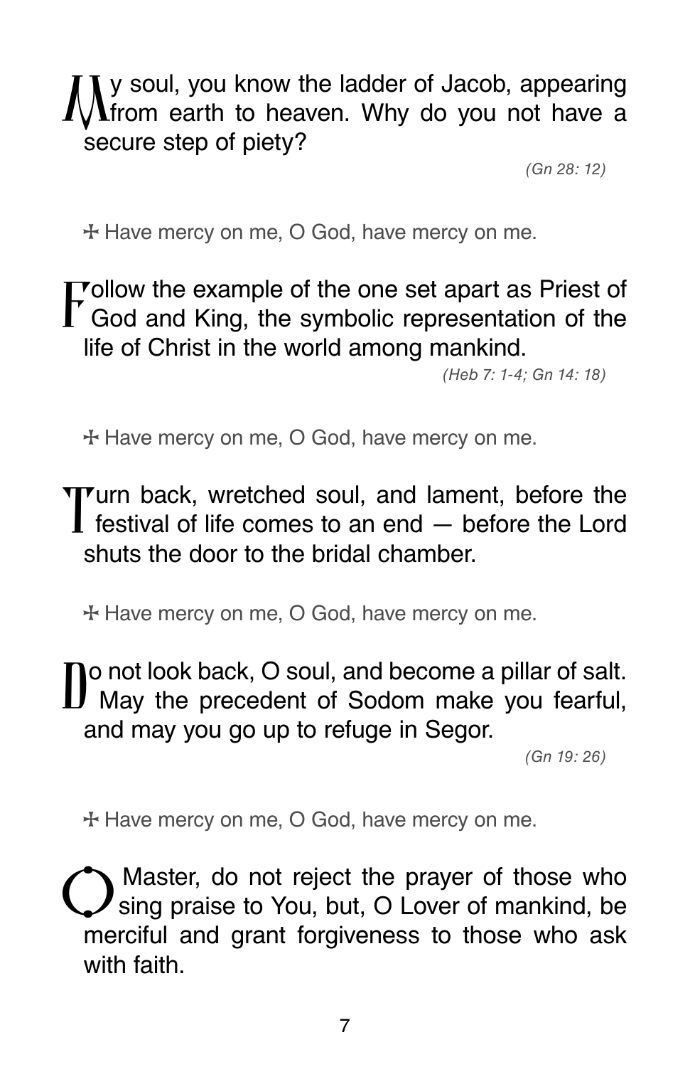My soul, you know the ladder of Jacob, appearing from earth to heaven. Why do you not have a secure step of piety?

*(Gn 28: 12)*

✠ Have mercy on me, O God, have mercy on me.

Follow the example of the one set apart as Priest of God and King, the symbolic representation of the life of Christ in the world among mankind.

*(Heb 7: 1-4; Gn 14: 18)*

✠ Have mercy on me, O God, have mercy on me.

Turn back, wretched soul, and lament, before the festival of life comes to an end — before the Lord shuts the door to the bridal chamber.

✠ Have mercy on me, O God, have mercy on me.

Do not look back, O soul, and become a pillar of salt. May the precedent of Sodom make you fearful, and may you go up to refuge in Segor.

*(Gn 19: 26)*

✠ Have mercy on me, O God, have mercy on me.

O Master, do not reject the prayer of those who sing praise to You, but, O Lover of mankind, be merciful and grant forgiveness to those who ask with faith.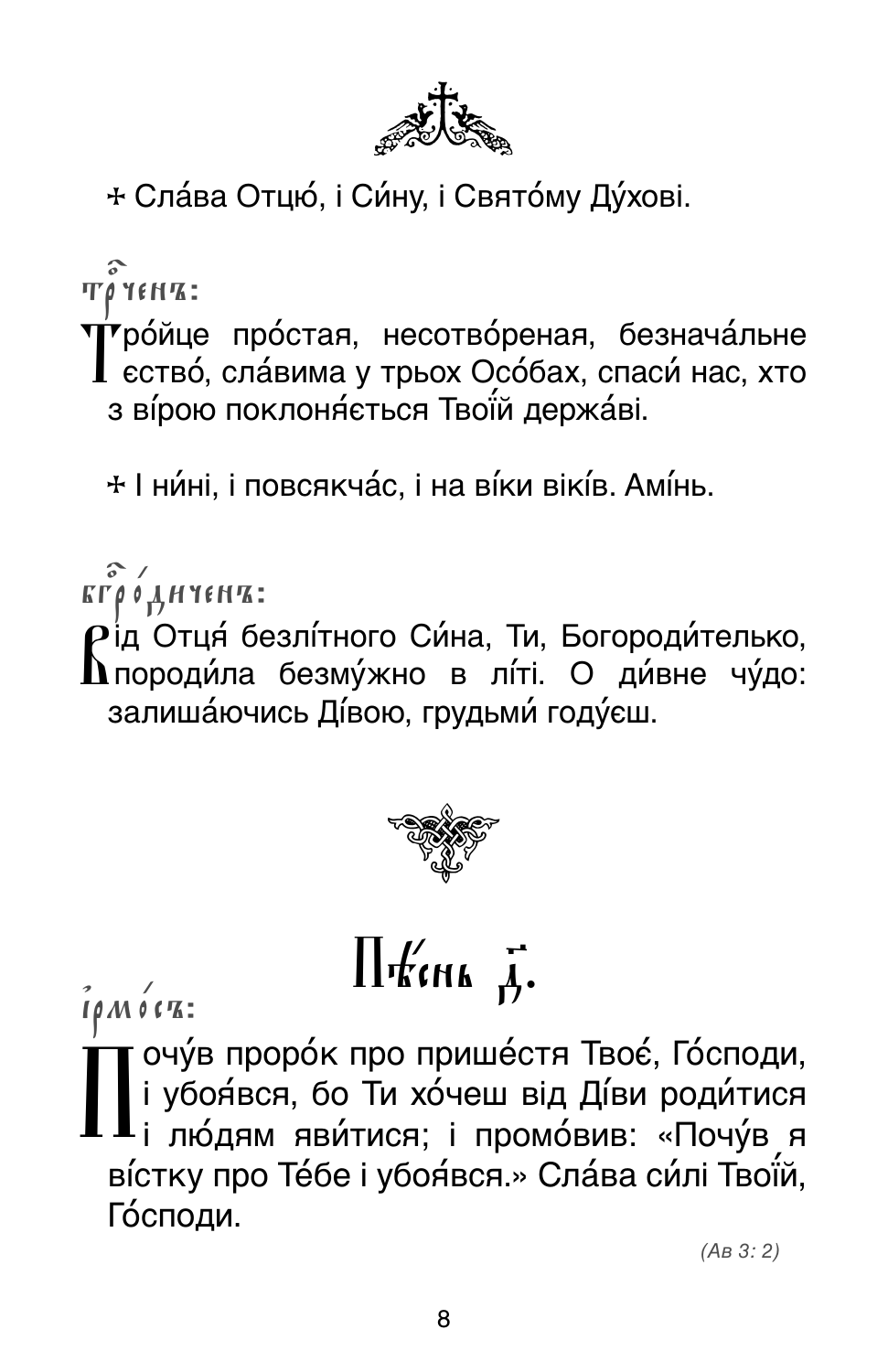✠ Сла́ва Отцю́, і Си́ну, і Свято́му Ду́хові.

тр҇оченъ:

Тро́йце про́стая, несотво́реная, безнача́льне єство́, сла́вима у трьох Осо́бах, спаси́ нас, хто з ві́рою поклоня́ється Твої́й держа́ві.

✠ І ни́ні, і повсякча́с, і на ві́ки вікі́в. Амі́нь.

бг҇оро́диченъ:

Від Отця́ безлі́тного Си́на, Ти, Богороди́телько, породи́ла безму́жно в лі́ті. О ди́вне чу́до: залиша́ючись Ді́вою, грудьми́ году́єш.

## Пѣ́снь д҃.

і҆рмо́съ:

Почу́в проро́к про прише́стя Твоє́, Го́споди, і убоя́вся, бо Ти хо́чеш від Ді́ви роди́тися і лю́дям яви́тися; і промо́вив: «Почу́в я ві́стку про Те́бе і убоя́вся.» Сла́ва си́лі Твої́й, Го́споди.

*(Ав 3: 2)*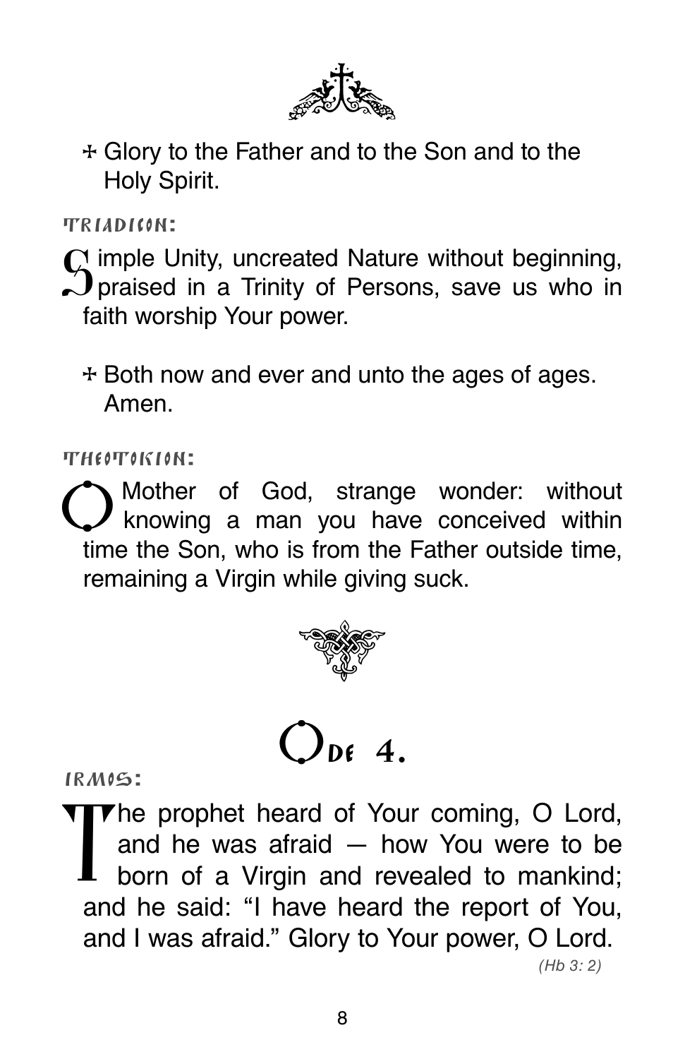✢ Glory to the Father and to the Son and to the Holy Spirit.

TRIADICON:

Simple Unity, uncreated Nature without beginning, praised in a Trinity of Persons, save us who in faith worship Your power.

✢ Both now and ever and unto the ages of ages. Amen.

THEOTOKION:

O Mother of God, strange wonder: without knowing a man you have conceived within time the Son, who is from the Father outside time, remaining a Virgin while giving suck.

# Ode 4.

IRMOS:

The prophet heard of Your coming, O Lord, and he was afraid — how You were to be born of a Virgin and revealed to mankind; and he said: “I have heard the report of You, and I was afraid.” Glory to Your power, O Lord.

*(Hb 3: 2)*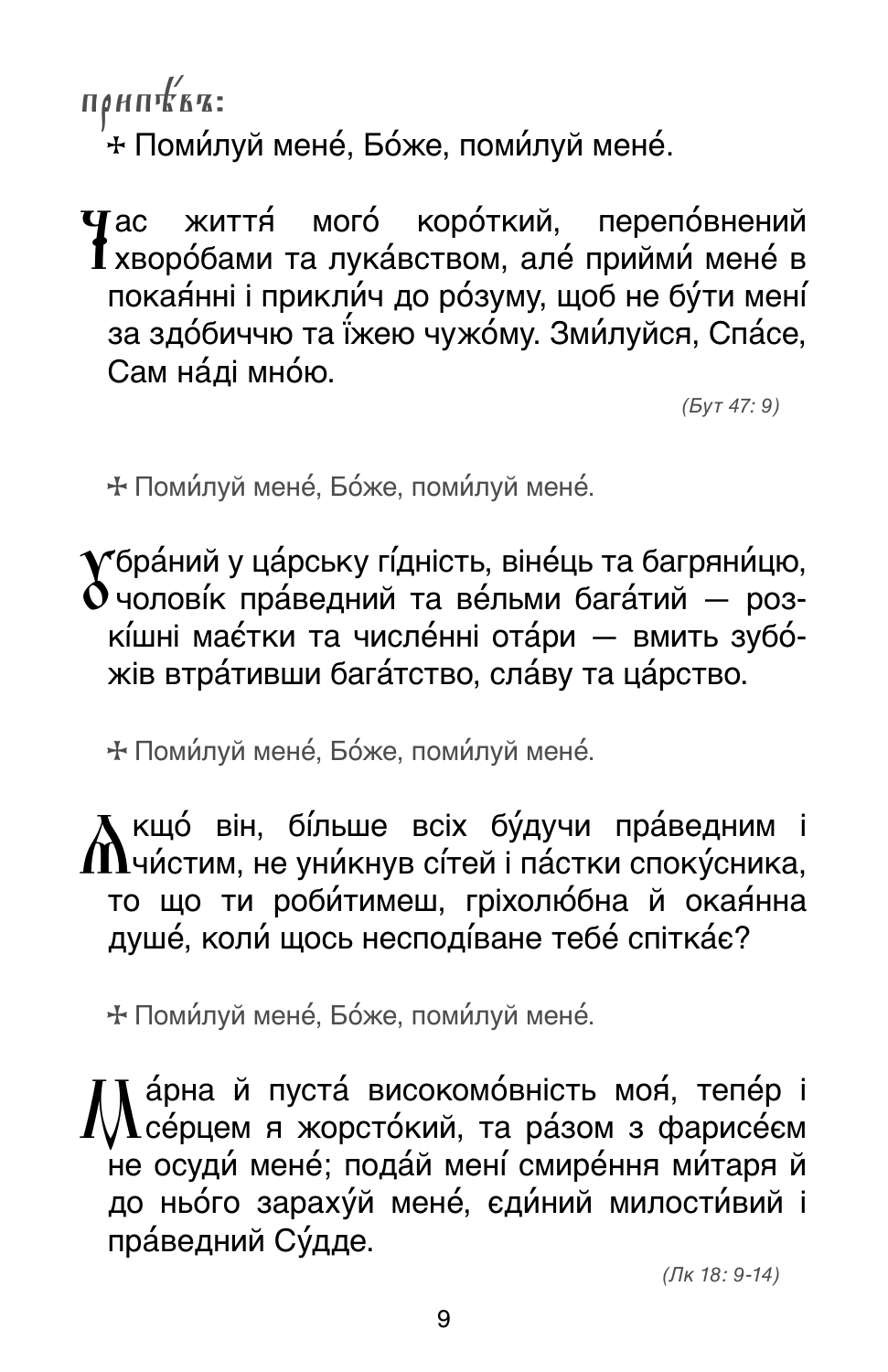**Приспів:**

✢ Поми́луй мене́, Бо́же, поми́луй мене́.

Час життя́ мого́ коро́ткий, перепо́внений хворо́бами та лука́вством, але́ прийми́ мене́ в покая́нні і прикли́ч до ро́зуму, щоб не бу́ти мені́ за здо́биччю та ї́жею чужо́му. Зми́луйся, Спа́се, Сам на́ді мно́ю.

*(Бут 47: 9)*

✢ Поми́луй мене́, Бо́же, поми́луй мене́.

Убра́ний у ца́рську гі́дність, віне́ць та багряни́цю, чолові́к пра́ведний та ве́льми бага́тий — розкі́шні має́тки та числе́нні ота́ри — вмить зубо́жів втра́тивши бага́тство, сла́ву та ца́рство.

✢ Поми́луй мене́, Бо́же, поми́луй мене́.

Якщо́ він, бі́льше всіх бу́дучи пра́ведним і чи́стим, не уни́кнув сі́тей і па́стки споку́сника, то що ти роби́тимеш, гріхолю́бна й окая́нна душе́, коли́ щось несподі́ване тебе́ спітка́є?

✢ Поми́луй мене́, Бо́же, поми́луй мене́.

Ма́рна й пуста́ високомо́вність моя́, тепе́р і се́рцем я жорсто́кий, та ра́зом з фарисе́єм не осуди́ мене́; пода́й мені́ смире́ння ми́таря й до нього́ зараху́й мене́, єди́ний милости́вий і пра́ведний Су́дде.

*(Лк 18: 9-14)*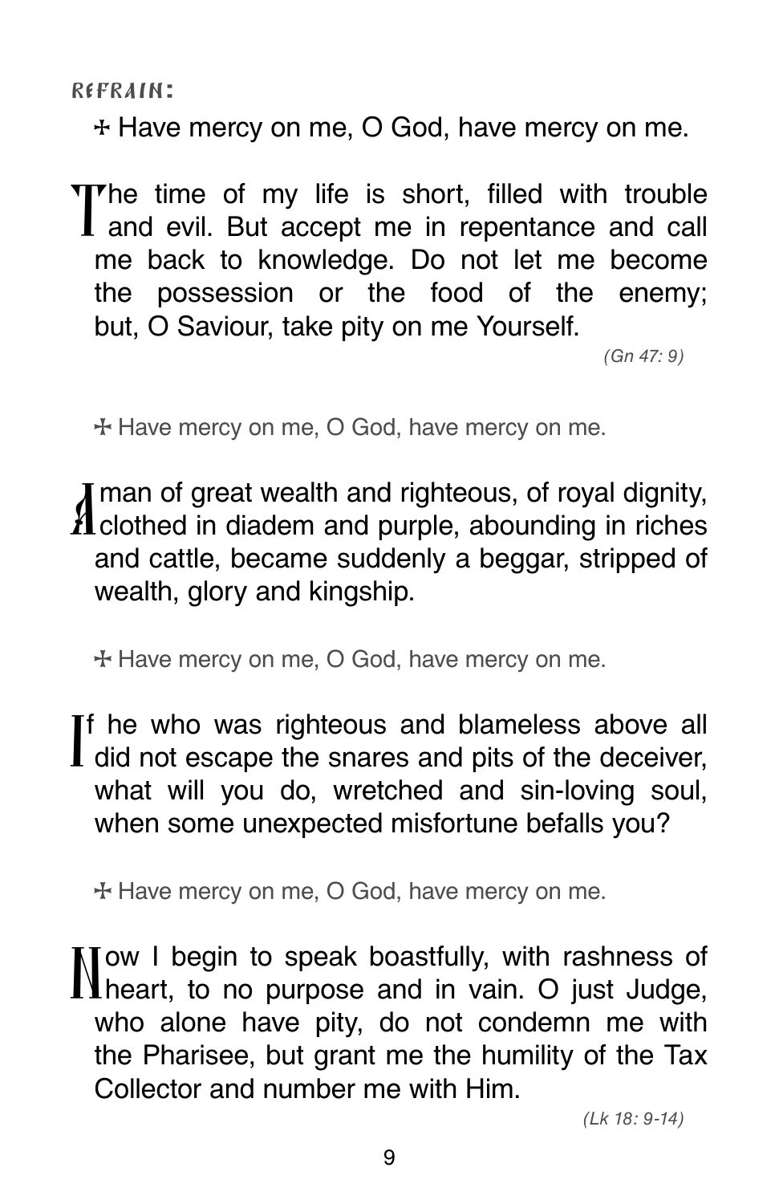REFRAIN:

☩ Have mercy on me, O God, have mercy on me.

The time of my life is short, filled with trouble and evil. But accept me in repentance and call me back to knowledge. Do not let me become the possession or the food of the enemy; but, O Saviour, take pity on me Yourself.

*(Gn 47: 9)*

☩ Have mercy on me, O God, have mercy on me.

A man of great wealth and righteous, of royal dignity, clothed in diadem and purple, abounding in riches and cattle, became suddenly a beggar, stripped of wealth, glory and kingship.

☩ Have mercy on me, O God, have mercy on me.

If he who was righteous and blameless above all did not escape the snares and pits of the deceiver, what will you do, wretched and sin-loving soul, when some unexpected misfortune befalls you?

☩ Have mercy on me, O God, have mercy on me.

Now I begin to speak boastfully, with rashness of heart, to no purpose and in vain. O just Judge, who alone have pity, do not condemn me with the Pharisee, but grant me the humility of the Tax Collector and number me with Him.

*(Lk 18: 9-14)*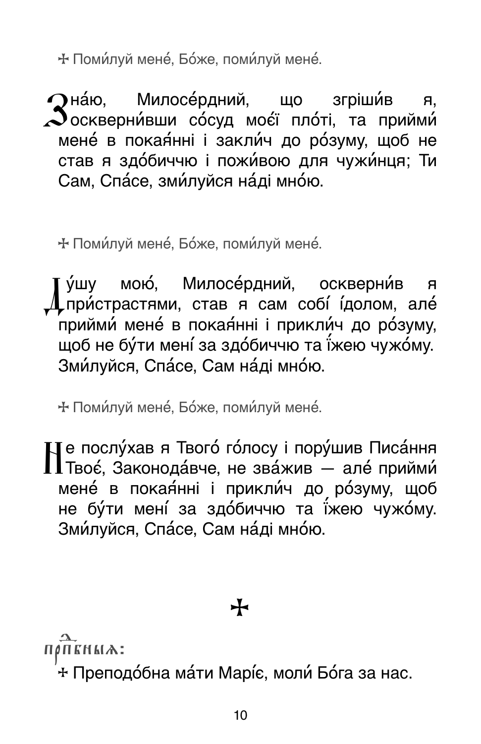✢ Поми́луй мене́, Бо́же, поми́луй мене́.

Зна́ю, Милосе́рдний, що згріши́в я, оскверни́вши со́суд моє́ї пло́ті, та прийми́ мене́ в покая́нні і закли́ч до ро́зуму, щоб не став я здо́биччю і пожи́вою для чужи́нця; Ти Сам, Спа́се, зми́луйся на́ді мно́ю.

✢ Поми́луй мене́, Бо́же, поми́луй мене́.

Ду́шу мою́, Милосе́рдний, оскверни́в я при́страстями, став я сам собі́ і́долом, але́ прийми́ мене́ в покая́нні і прикли́ч до ро́зуму, щоб не бу́ти мені́ за здо́биччю та ї́жею чужо́му. Зми́луйся, Спа́се, Сам на́ді мно́ю.

✢ Поми́луй мене́, Бо́же, поми́луй мене́.

Не послу́хав я Твого́ го́лосу і пору́шив Писа́ння Твоє́, Законода́вче, не зва́жив — але́ прийми́ мене́ в покая́нні і прикли́ч до ро́зуму, щоб не бу́ти мені́ за здо́биччю та ї́жею чужо́му. Зми́луйся, Спа́се, Сам на́ді мно́ю.

✢

Прпⷣбныѧ:

✢ Преподо́бна ма́ти Марі́є, моли́ Бо́га за нас.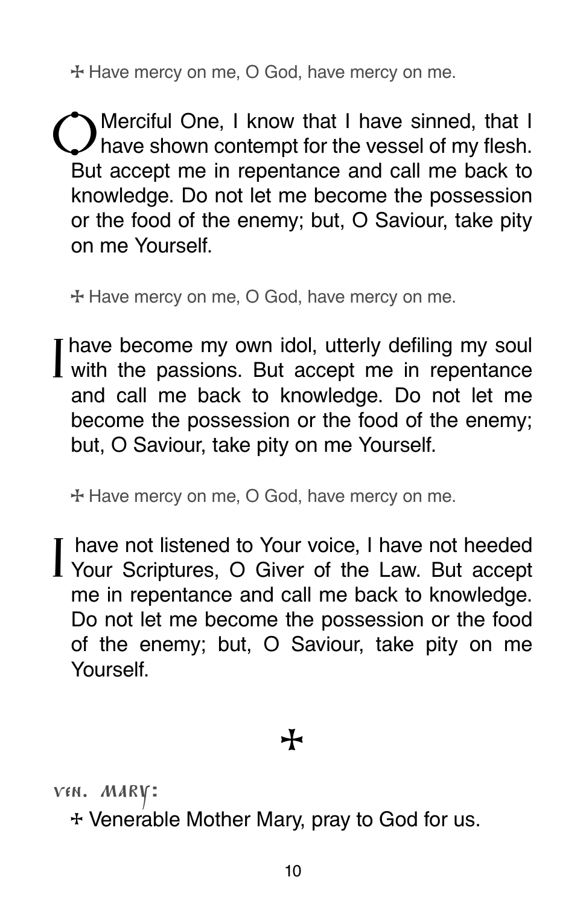✠ Have mercy on me, O God, have mercy on me.

O Merciful One, I know that I have sinned, that I have shown contempt for the vessel of my flesh. But accept me in repentance and call me back to knowledge. Do not let me become the possession or the food of the enemy; but, O Saviour, take pity on me Yourself.

✠ Have mercy on me, O God, have mercy on me.

I have become my own idol, utterly defiling my soul with the passions. But accept me in repentance and call me back to knowledge. Do not let me become the possession or the food of the enemy; but, O Saviour, take pity on me Yourself.

✠ Have mercy on me, O God, have mercy on me.

I have not listened to Your voice, I have not heeded Your Scriptures, O Giver of the Law. But accept me in repentance and call me back to knowledge. Do not let me become the possession or the food of the enemy; but, O Saviour, take pity on me Yourself.

✠

VEN. MARY:

✠ Venerable Mother Mary, pray to God for us.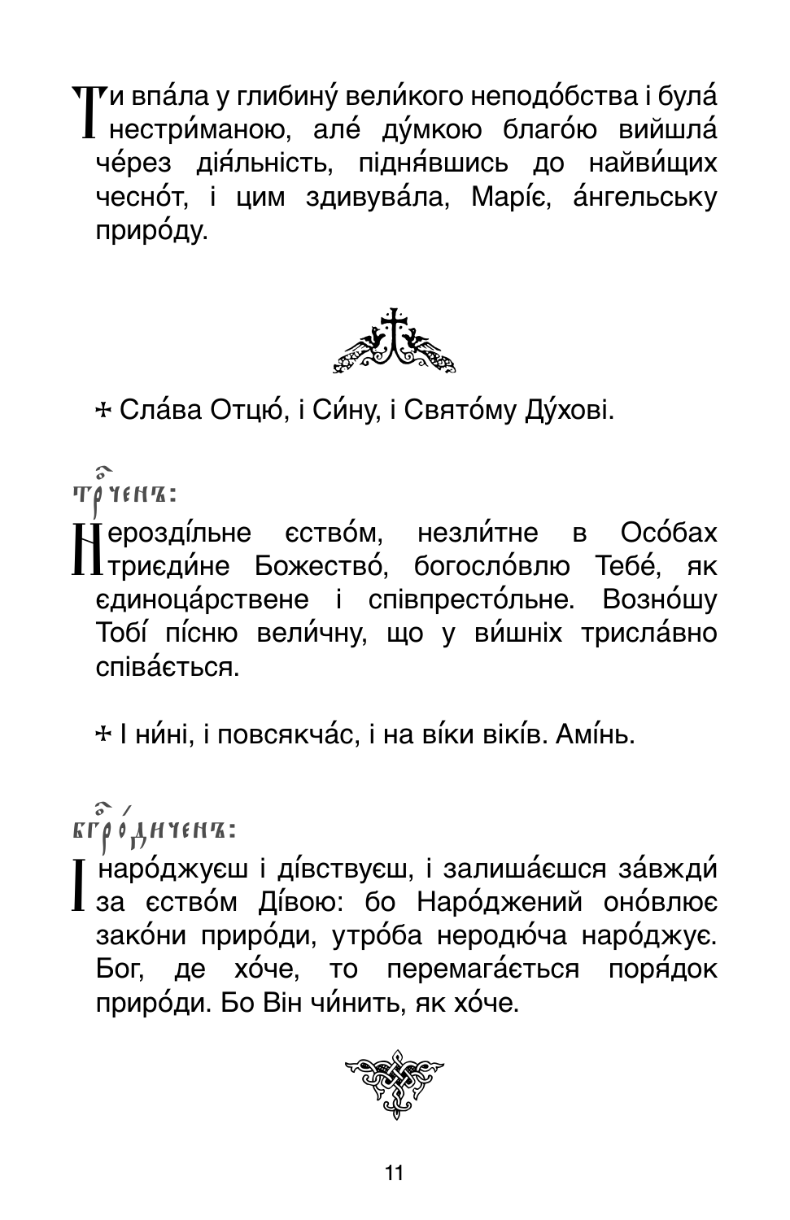Ти впа́ла у глибину́ вели́кого неподо́бства і була́ нестри́маною, але́ ду́мкою благо́ю вийшла́ че́рез дія́льність, підня́вшись до найви́щих чесно́т, і цим здивува́ла, Марі́є, а́нгельську приро́ду.

✢ Сла́ва Отцю́, і Си́ну, і Свято́му Ду́хові.

**Тр҃ченъ:**

Нерозді́льне єство́м, незли́тне в Осо́бах триєди́не Божество́, богосло́влю Тебе́, як єдиноца́рствене і співпресто́льне. Возно́шу Тобі́ пі́сню вели́чну, що у ви́шніх трисла́вно співа́ється.

✢ І ни́ні, і повсякча́с, і на ві́ки вікі́в. Амі́нь.

**Бг҃ро́диченъ:**

І наро́джуєш і ді́вствуєш, і залиша́єшся за́вжди́ за єство́м Ді́вою: бо Наро́джений оно́влює зако́ни приро́ди, утро́ба неродю́ча наро́джує. Бог, де хо́че, то перемага́ється поря́док приро́ди. Бо Він чи́нить, як хо́че.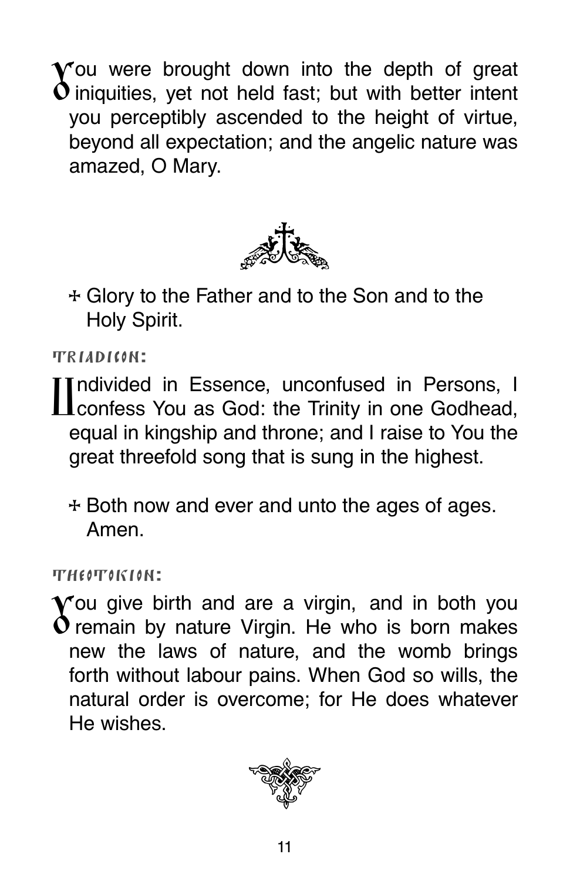You were brought down into the depth of great iniquities, yet not held fast; but with better intent you perceptibly ascended to the height of virtue, beyond all expectation; and the angelic nature was amazed, O Mary.

☩ Glory to the Father and to the Son and to the Holy Spirit.

**Triadicon:**

Undivided in Essence, unconfused in Persons, I confess You as God: the Trinity in one Godhead, equal in kingship and throne; and I raise to You the great threefold song that is sung in the highest.

☩ Both now and ever and unto the ages of ages. Amen.

**Theotokion:**

You give birth and are a virgin, and in both you remain by nature Virgin. He who is born makes new the laws of nature, and the womb brings forth without labour pains. When God so wills, the natural order is overcome; for He does whatever He wishes.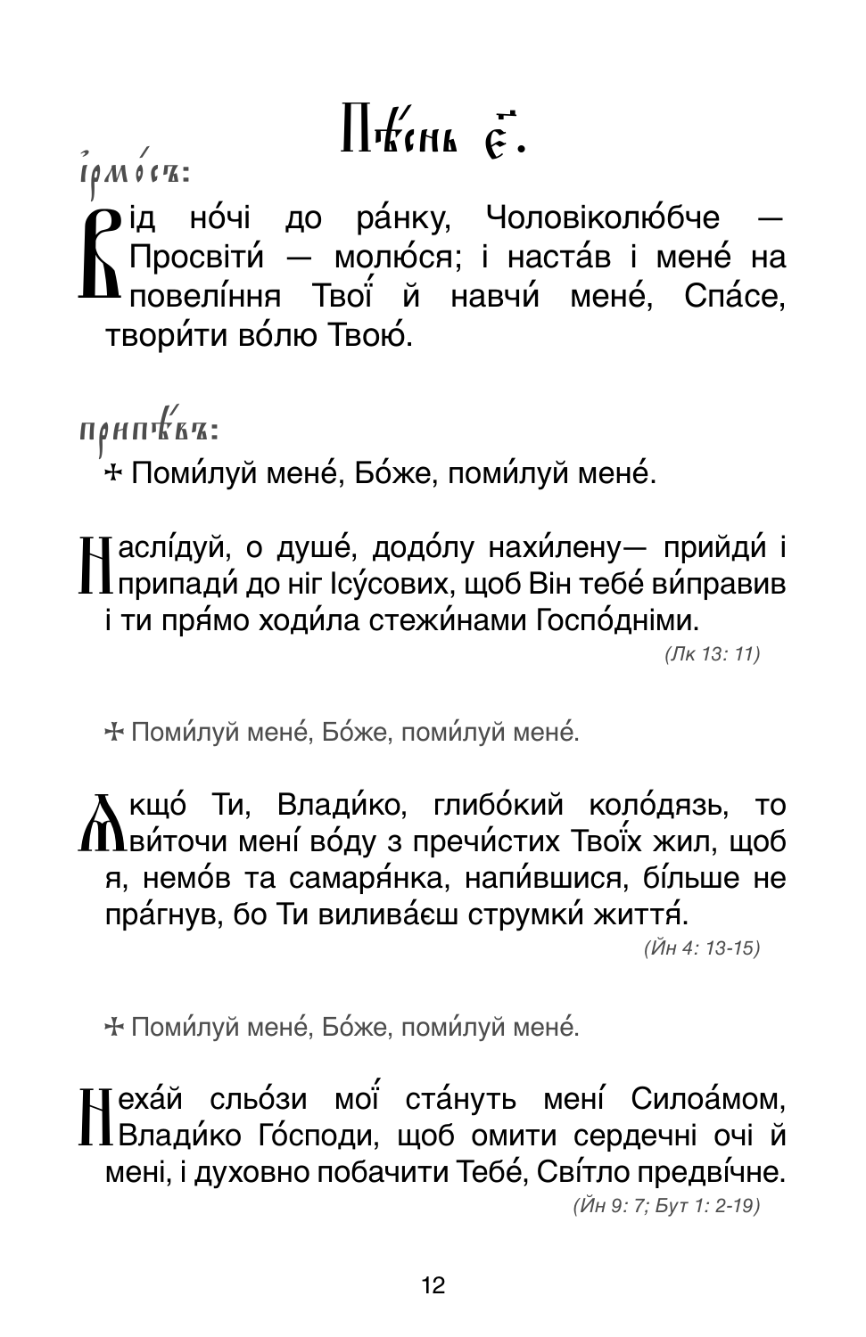# Пѣ́снь є҃.

**і҆рмо́съ:**

Від но́чі до ра́нку, Чоловіколю́бче — Просвіти́ — молю́ся; і наста́в і мене́ на повелі́ння Твої́ й навчи́ мене́, Спа́се, твори́ти во́лю Твою́.

**припѣ́въ:**

✣ Поми́луй мене́, Бо́же, поми́луй мене́.

Наслі́дуй, о душе́, додо́лу нахи́лену— прийди́ і припади́ до ніг Ісу́сових, щоб Він тебе́ ви́правив і ти пря́мо ходи́ла стежи́нами Госпо́дніми.

*(Лк 13: 11)*

✣ Поми́луй мене́, Бо́же, поми́луй мене́.

Якщо́ Ти, Влади́ко, глибо́кий коло́дязь, то ви́точи мені́ во́ду з пречи́стих Твої́х жил, щоб я, немо́в та самаря́нка, напи́вшися, бі́льше не пра́гнув, бо Ти вилива́єш струмки́ життя́.

*(Йн 4: 13-15)*

✣ Поми́луй мене́, Бо́же, поми́луй мене́.

Неха́й сльо́зи мої́ ста́нуть мені́ Силоа́мом, Влади́ко Го́споди, щоб омити сердечні очі й мені, і духовно побачити Тебе́, Сві́тло предві́чне.

*(Йн 9: 7; Бут 1: 2-19)*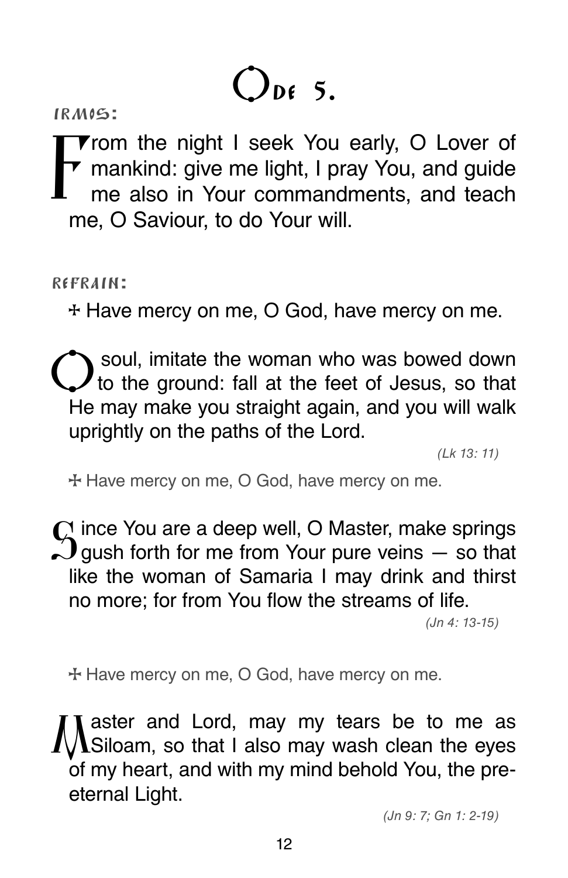# Ode 5.

**Irmos:**

From the night I seek You early, O Lover of mankind: give me light, I pray You, and guide me also in Your commandments, and teach me, O Saviour, to do Your will.

**Refrain:**

✠ Have mercy on me, O God, have mercy on me.

O soul, imitate the woman who was bowed down to the ground: fall at the feet of Jesus, so that He may make you straight again, and you will walk uprightly on the paths of the Lord.

*(Lk 13: 11)*

✠ Have mercy on me, O God, have mercy on me.

Since You are a deep well, O Master, make springs gush forth for me from Your pure veins — so that like the woman of Samaria I may drink and thirst no more; for from You flow the streams of life.

*(Jn 4: 13-15)*

✠ Have mercy on me, O God, have mercy on me.

Master and Lord, may my tears be to me as Siloam, so that I also may wash clean the eyes of my heart, and with my mind behold You, the pre-eternal Light.

*(Jn 9: 7; Gn 1: 2-19)*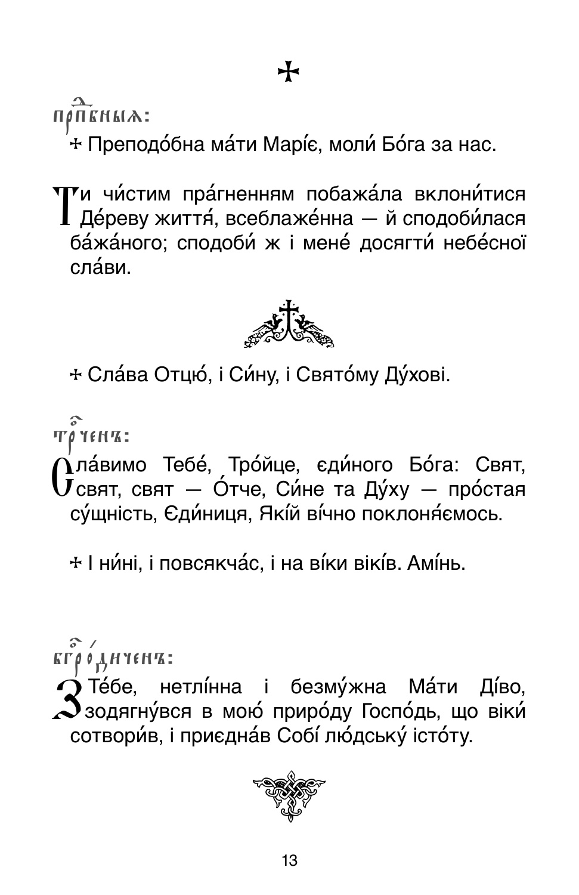✠

**Припѣвы:**

✠ Преподо́бна ма́ти Марі́є, моли́ Бо́га за нас.

Ти чи́стим пра́гненням побажа́ла вклони́тися Де́реву життя́, всеблаже́нна — й сподоби́лася ба́жа́ного; сподоби́ ж і мене́ досягти́ небе́сної сла́ви.

✠ Сла́ва Отцю́, і Си́ну, і Свято́му Ду́хові.

**Тро́ченъ:**

Сла́вимо Тебе́, Тро́йце, єди́ного Бо́га: Свят, свят, свят — О́тче, Си́не та Ду́ху — про́стая су́щність, Єди́ниця, Які́й ві́чно поклоня́ємось.

✠ І ни́ні, і повсякча́с, і на ві́ки вікі́в. Амі́нь.

**Богоро́диченъ:**

З Те́бе, нетлі́нна і безму́жна Ма́ти Ді́во, зодягну́вся в мою́ приро́ду Госпо́дь, що ві́ки сотвори́в, і приєдна́в Собі́ лю́дську́ істо́ту.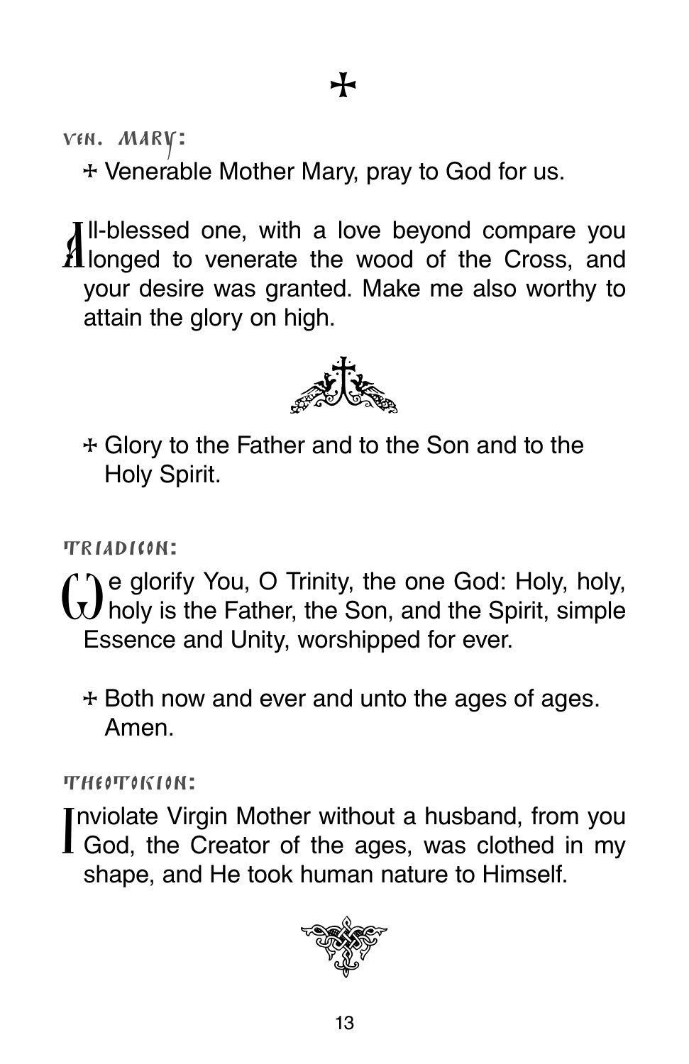✠

**Ven. Mary:**

✠ Venerable Mother Mary, pray to God for us.

All-blessed one, with a love beyond compare you longed to venerate the wood of the Cross, and your desire was granted. Make me also worthy to attain the glory on high.

✠ Glory to the Father and to the Son and to the Holy Spirit.

**Triadicon:**

We glorify You, O Trinity, the one God: Holy, holy, holy is the Father, the Son, and the Spirit, simple Essence and Unity, worshipped for ever.

✠ Both now and ever and unto the ages of ages. Amen.

**Theotokion:**

Inviolate Virgin Mother without a husband, from you God, the Creator of the ages, was clothed in my shape, and He took human nature to Himself.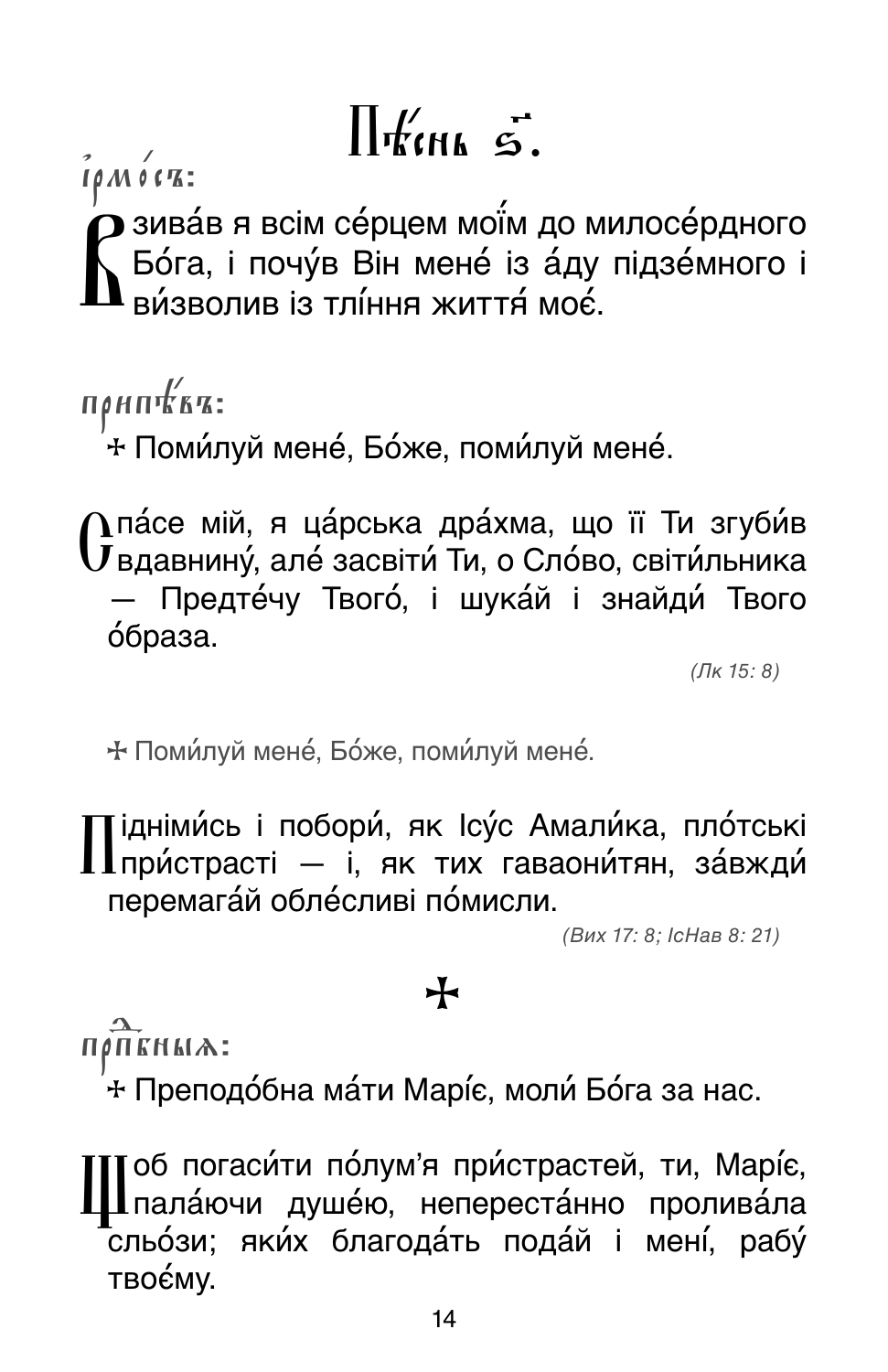# Пѣ́снь ѕ҃.

*І҆рмо́съ:*

Взива́в я всім се́рцем мої́м до милосе́рдного Бо́га, і почу́в Він мене́ із а́ду підзе́много і ви́зволив із тлі́ння життя́ моє́.

*Припѣ́въ:*

✢ Поми́луй мене́, Бо́же, поми́луй мене́.

Спа́се мій, я ца́рська дра́хма, що її Ти згуби́в вдавнину́, але́ засвіти́ Ти, о Сло́во, світи́льника — Предте́чу Твого́, і шука́й і знайди́ Твого о́браза.

*(Лк 15: 8)*

✢ Поми́луй мене́, Бо́же, поми́луй мене́.

Підніми́сь і побори́, як Ісу́с Амали́ка, пло́тські при́страсті — і, як тих гаваони́тян, за́вжди́ перемага́й обле́сливі по́мисли.

*(Вих 17: 8; ІсНав 8: 21)*

✢

*Прпⷣбным:*

✢ Преподо́бна ма́ти Марі́є, моли́ Бо́га за нас.

Щоб погаси́ти по́лум'я при́страстей, ти, Марі́є, пала́ючи душе́ю, неперестá́нно пролива́ла сльо́зи; яки́х благода́ть пода́й і мені́, рабу́ твоє́му.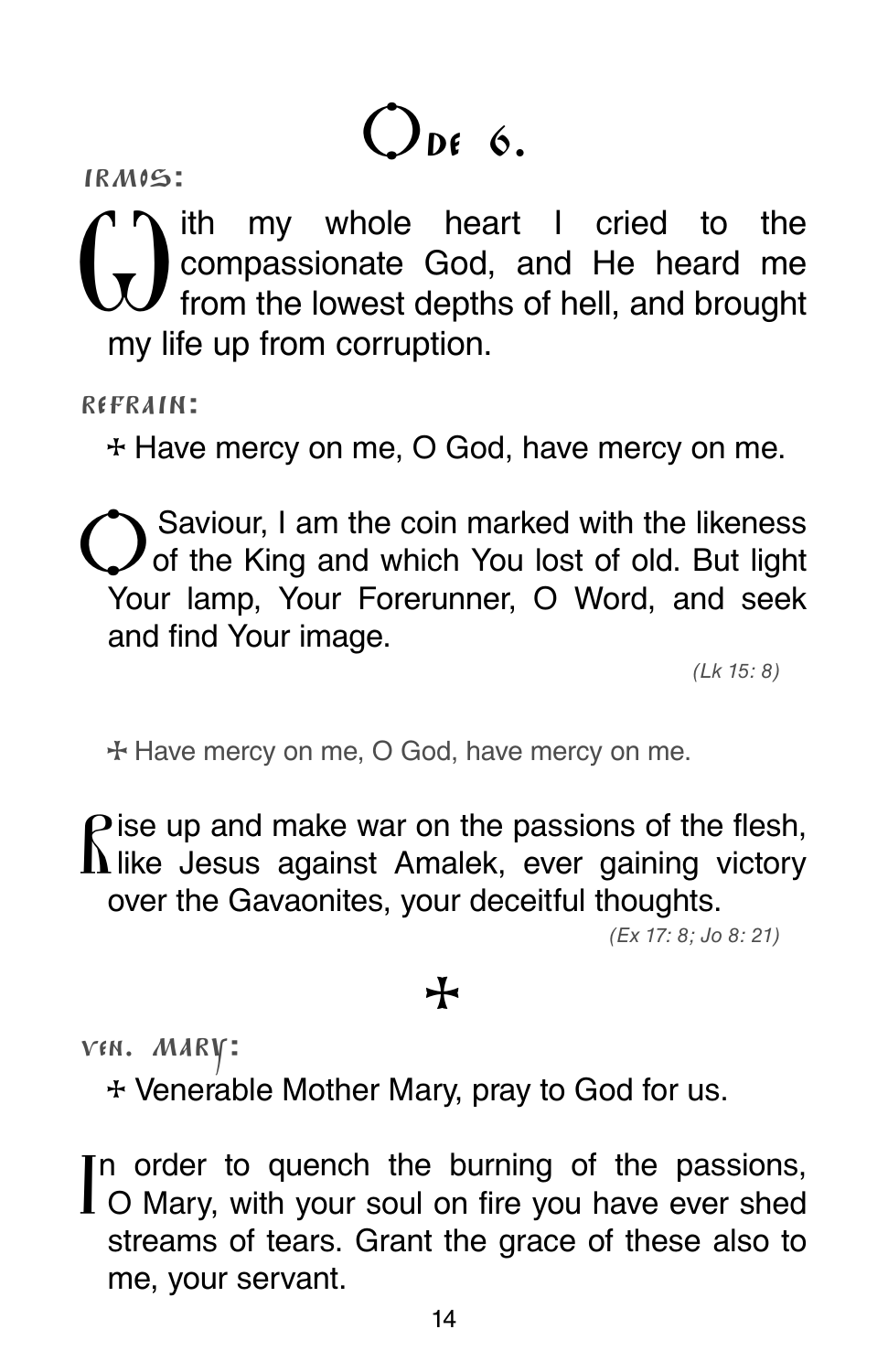# Ode 6.

IRMOS:

With my whole heart I cried to the compassionate God, and He heard me from the lowest depths of hell, and brought my life up from corruption.

REFRAIN:

✠ Have mercy on me, O God, have mercy on me.

O Saviour, I am the coin marked with the likeness of the King and which You lost of old. But light Your lamp, Your Forerunner, O Word, and seek and find Your image.

*(Lk 15: 8)*

✠ Have mercy on me, O God, have mercy on me.

Rise up and make war on the passions of the flesh, like Jesus against Amalek, ever gaining victory over the Gavaonites, your deceitful thoughts.

*(Ex 17: 8; Jo 8: 21)*

✠

VEN. MARY:

✠ Venerable Mother Mary, pray to God for us.

In order to quench the burning of the passions, O Mary, with your soul on fire you have ever shed streams of tears. Grant the grace of these also to me, your servant.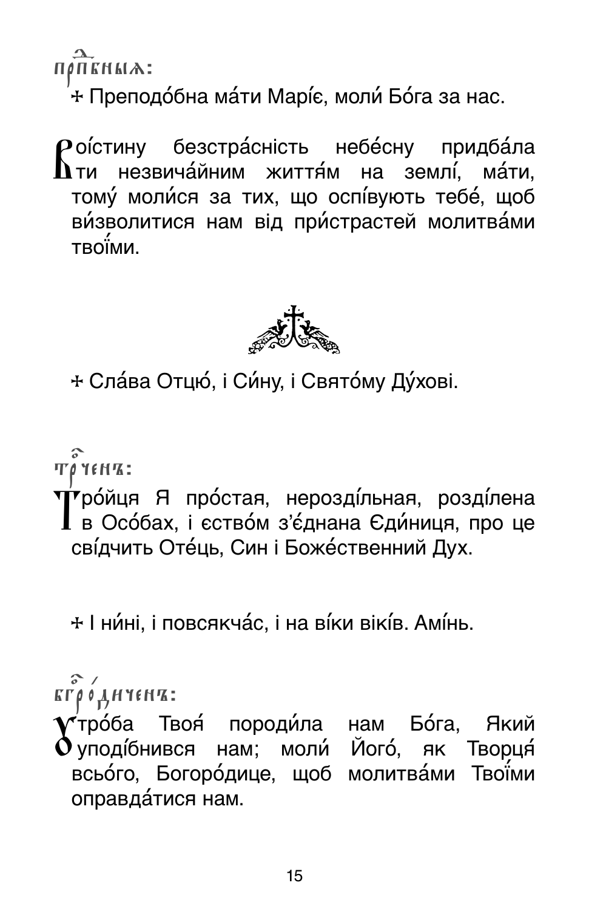**Прпвныя:**

☩ Преподо́бна ма́ти Марі́є, моли́ Бо́га за нас.

Воі́стину безстра́сність небе́сну придба́ла ти незвича́йним життя́м на землі́, ма́ти, тому́ моли́ся за тих, що оспі́вують тебе́, щоб ви́зволитися нам від при́страстей молитва́ми твої́ми.

☩ Сла́ва Отцю́, і Си́ну, і Свято́му Ду́хові.

**Тро́ичен:**

Тро́йця Я про́стая, нероздí́льная, розді́лена в Осо́бах, і єство́м з'є́днана Єди́ниця, про це сві́дчить Оте́ць, Син і Боже́ственний Дух.

☩ І ни́ні, і повсякча́с, і на ві́ки вікі́в. Амі́нь.

**Богоро́дичен:**

Утро́ба Твоя́ породи́ла нам Бо́га, Який уподі́бнився нам; моли́ Його́, як Творця́ всьо́го, Богоро́дице, щоб молитва́ми Твої́ми оправда́тися нам.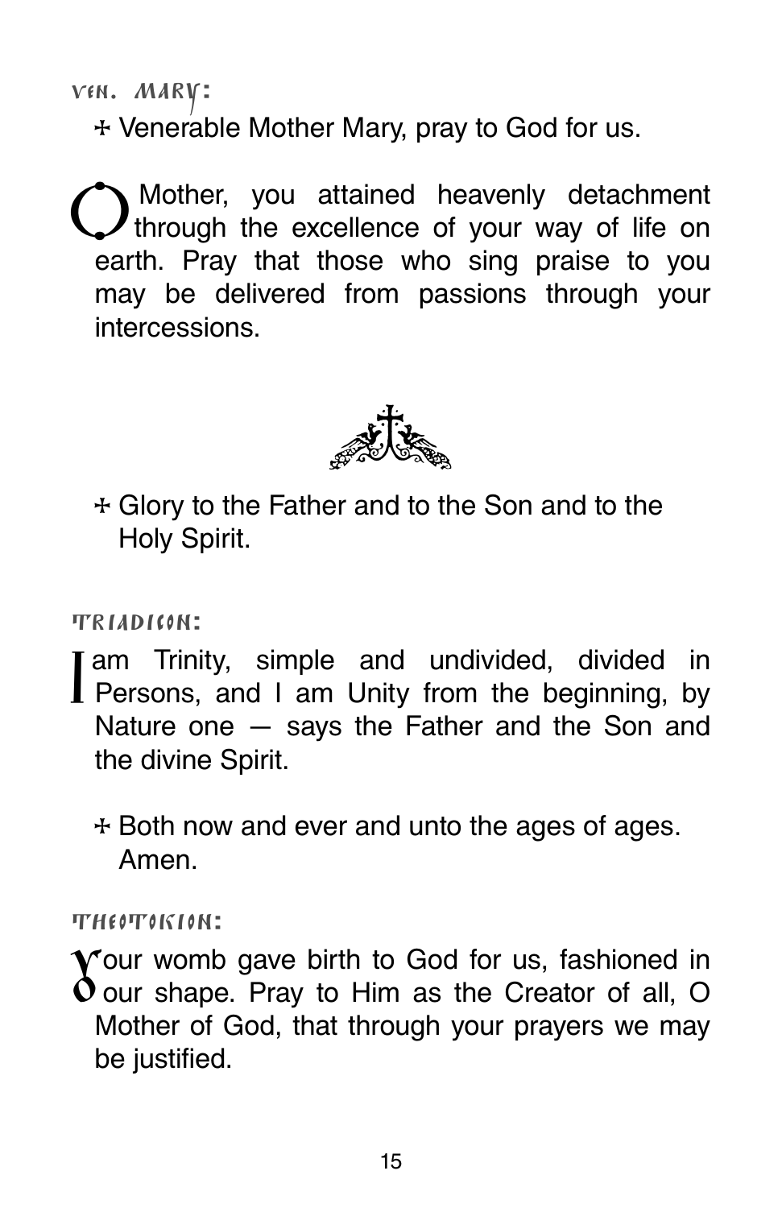**Ven. Mary:**

✢ Venerable Mother Mary, pray to God for us.

O Mother, you attained heavenly detachment through the excellence of your way of life on earth. Pray that those who sing praise to you may be delivered from passions through your intercessions.

✢ Glory to the Father and to the Son and to the Holy Spirit.

**Triadicon:**

I am Trinity, simple and undivided, divided in Persons, and I am Unity from the beginning, by Nature one — says the Father and the Son and the divine Spirit.

✢ Both now and ever and unto the ages of ages. Amen.

**Theotokion:**

Your womb gave birth to God for us, fashioned in our shape. Pray to Him as the Creator of all, O Mother of God, that through your prayers we may be justified.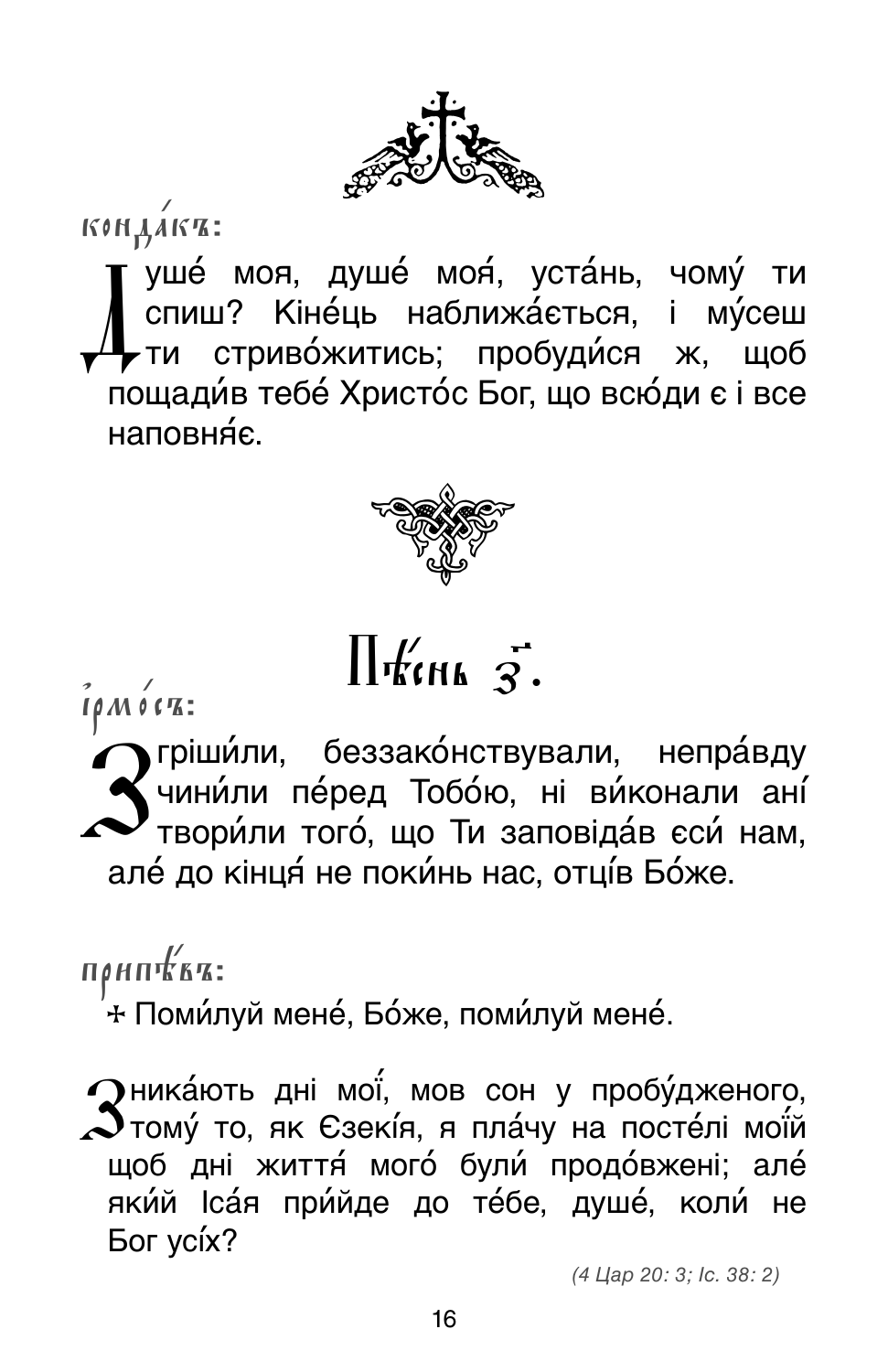**кондáкъ:**

Душé моя, душé моя́, устáнь, чомý ти спиш? Кінéць наближáється, і мýсеш ти стривóжитись; пробуди́ся ж, щоб пощади́в тебé Христóс Бог, що всю́ди є і все наповня́є.

## Пѣ́снь г҃.

**їрмóсъ:**

Згріши́ли, беззакóнствували, непрáвду чини́ли пéред Тобóю, ні ви́конали ані́ твори́ли тогó, що Ти заповідáв єси́ нам, алé до кінця́ не поки́нь нас, отці́в Бóже.

**припѣ́въ:**

✠ Поми́луй менé, Бóже, поми́луй менé.

Зникáють дні мої́, мов сон у пробýдженого, томý то, як Єзекі́я, я плáчу на постéлі мої́й щоб дні життя́ могó були́ продóвжені; алé яки́й Ісáя при́йде до тéбе, душé, коли́ не Бог усі́х?

*(4 Цар 20: 3; Іс. 38: 2)*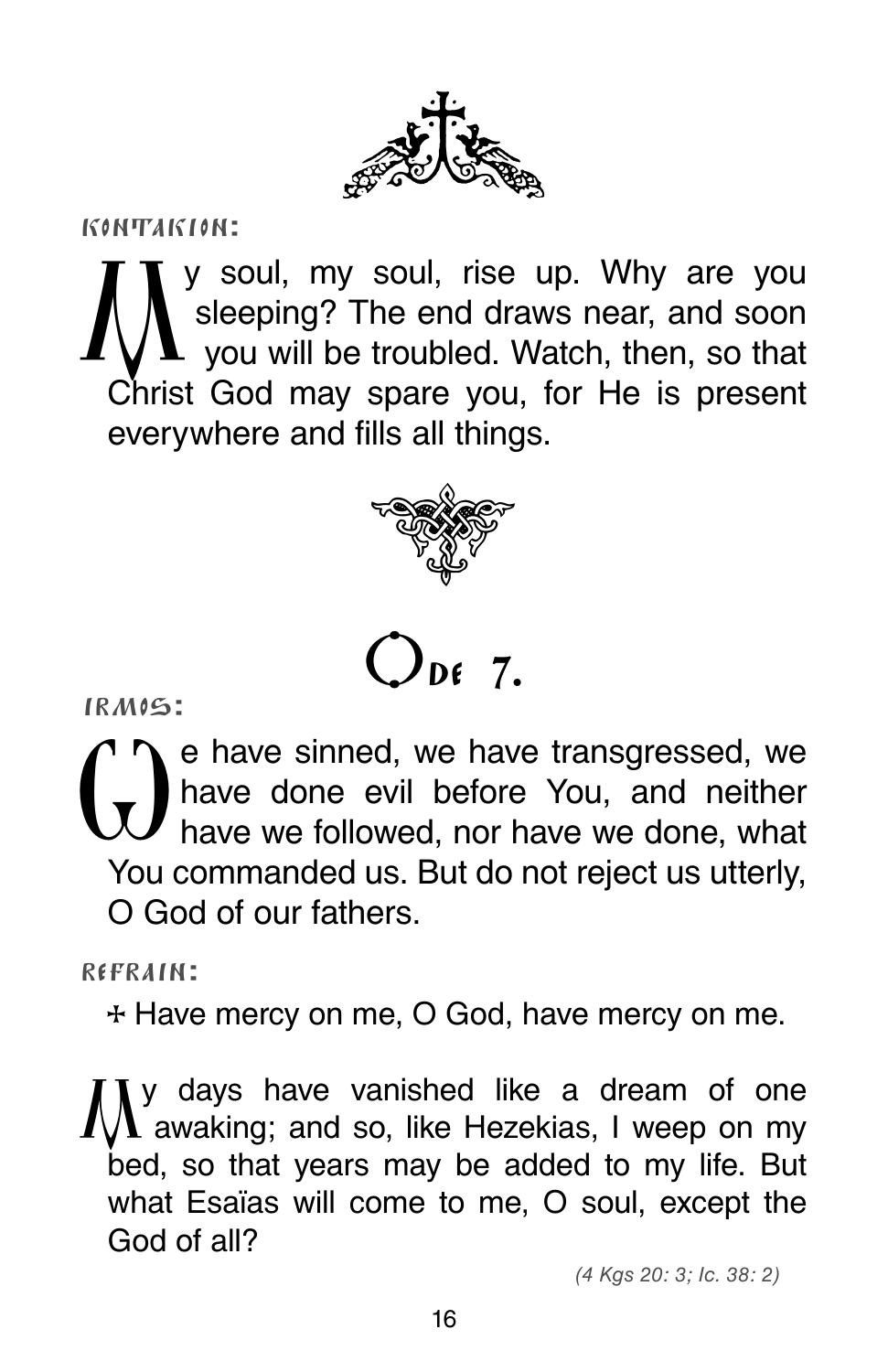KONTAKION:

My soul, my soul, rise up. Why are you sleeping? The end draws near, and soon you will be troubled. Watch, then, so that Christ God may spare you, for He is present everywhere and fills all things.

## Ode 7.

IRMOS:

We have sinned, we have transgressed, we have done evil before You, and neither have we followed, nor have we done, what You commanded us. But do not reject us utterly, O God of our fathers.

REFRAIN:

☩ Have mercy on me, O God, have mercy on me.

My days have vanished like a dream of one awaking; and so, like Hezekias, I weep on my bed, so that years may be added to my life. But what Esaïas will come to me, O soul, except the God of all?

*(4 Kgs 20: 3; Ic. 38: 2)*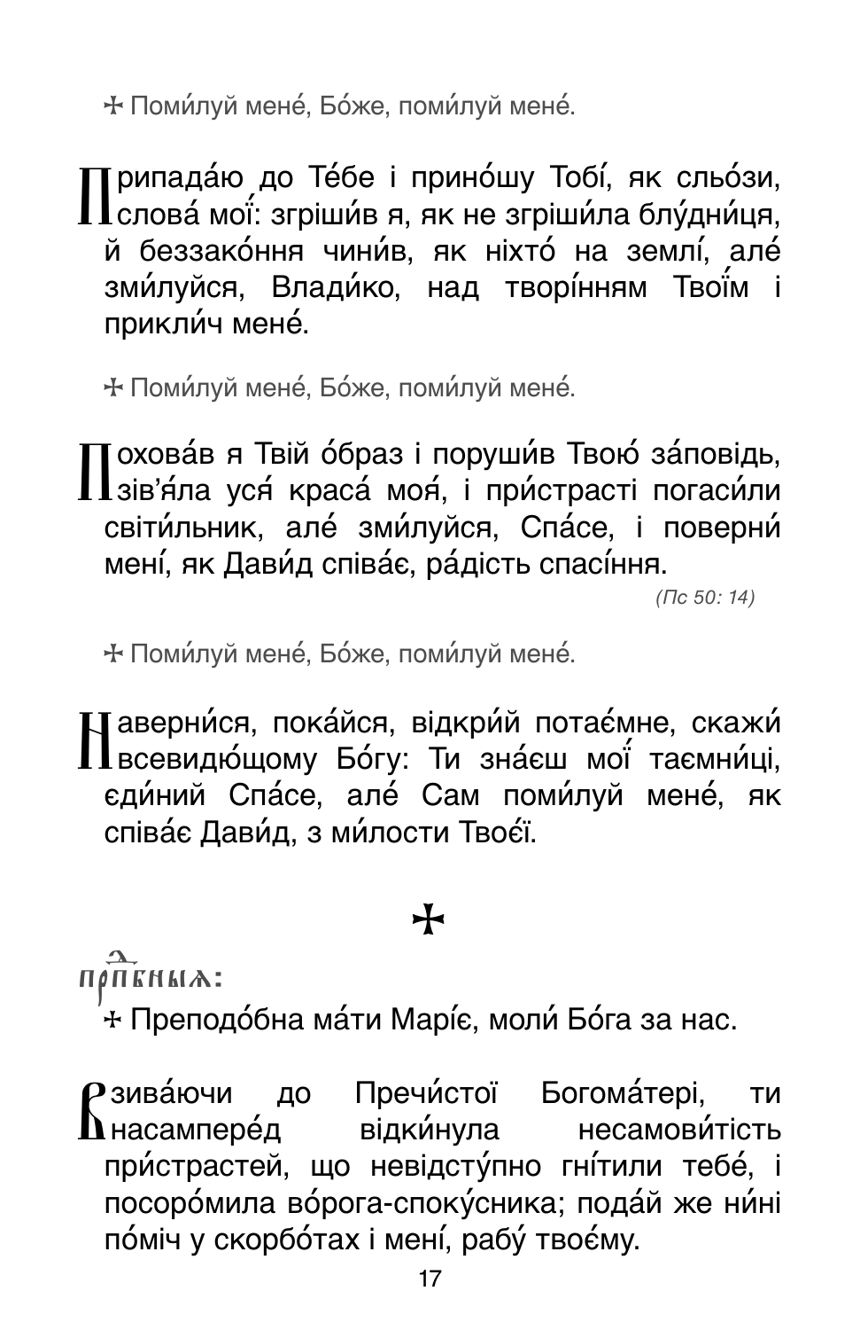✠ Поми́луй мене́, Бо́же, поми́луй мене́.

Припада́ю до Те́бе і прино́шу Тобі́, як сльо́зи, слова́ мої́: згріши́в я, як не згріши́ла блу́дни́ця, й беззако́ння чини́в, як ніхто́ на землі́, але́ зми́луйся, Влади́ко, над творі́нням Твої́м і прикли́ч мене́.

✠ Поми́луй мене́, Бо́же, поми́луй мене́.

Похова́в я Твій о́браз і поруши́в Твою́ за́повідь, зів'я́ла уся́ краса́ моя́, і при́страсті погаси́ли світи́льник, але́ зми́луйся, Спа́се, і поверни́ мені́, як Дави́д співа́є, ра́дість спасі́ння.

*(Пс 50: 14)*

✠ Поми́луй мене́, Бо́же, поми́луй мене́.

Наверни́ся, пока́йся, відкри́й пота́є́мне, скажи́ всевидю́щому Бо́гу: Ти зна́єш мої́ таємни́ці, єди́ний Спа́се, але́ Сам поми́луй мене́, як співа́є Дави́д, з ми́лости Твоє́ї.

✠

прпⷣбныѧ:

✠ Преподо́бна ма́ти Марі́є, моли́ Бо́га за нас.

Взива́ючи до Пречи́стої Богома́тері, ти насамперéд відки́нула несамови́тість при́страстей, що невідсту́пно гні́тили тебе́, і посоро́мила во́рога-споку́сника; пода́й же ни́ні по́міч у скорбо́тах і мені́, рабу́ твоє́му.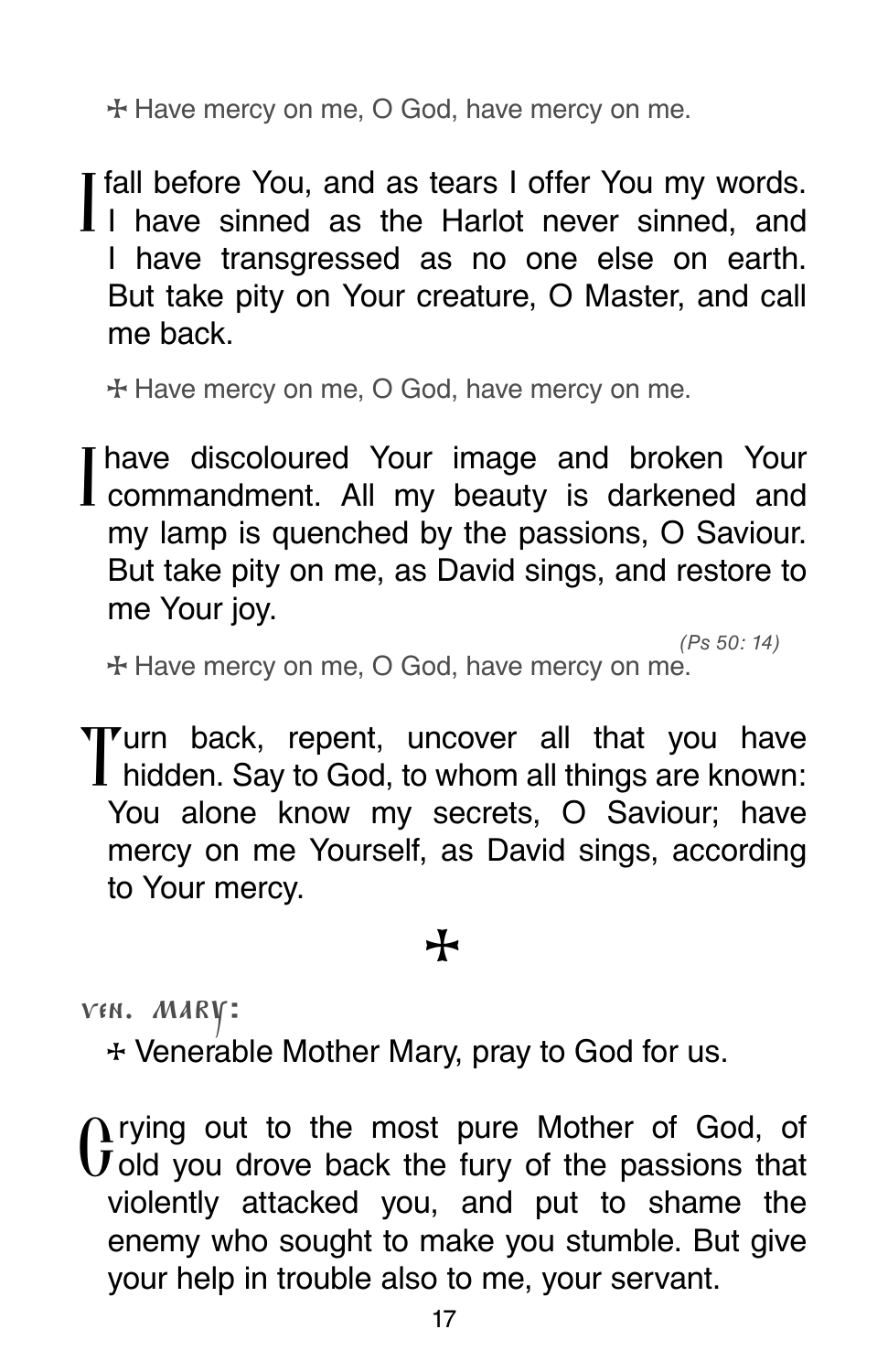☩ Have mercy on me, O God, have mercy on me.

I fall before You, and as tears I offer You my words. I have sinned as the Harlot never sinned, and I have transgressed as no one else on earth. But take pity on Your creature, O Master, and call me back.

☩ Have mercy on me, O God, have mercy on me.

I have discoloured Your image and broken Your commandment. All my beauty is darkened and my lamp is quenched by the passions, O Saviour. But take pity on me, as David sings, and restore to me Your joy.

*(Ps 50: 14)*

☩ Have mercy on me, O God, have mercy on me.

Turn back, repent, uncover all that you have hidden. Say to God, to whom all things are known: You alone know my secrets, O Saviour; have mercy on me Yourself, as David sings, according to Your mercy.

☩

**Ven. Mary:**

☩ Venerable Mother Mary, pray to God for us.

Crying out to the most pure Mother of God, of old you drove back the fury of the passions that violently attacked you, and put to shame the enemy who sought to make you stumble. But give your help in trouble also to me, your servant.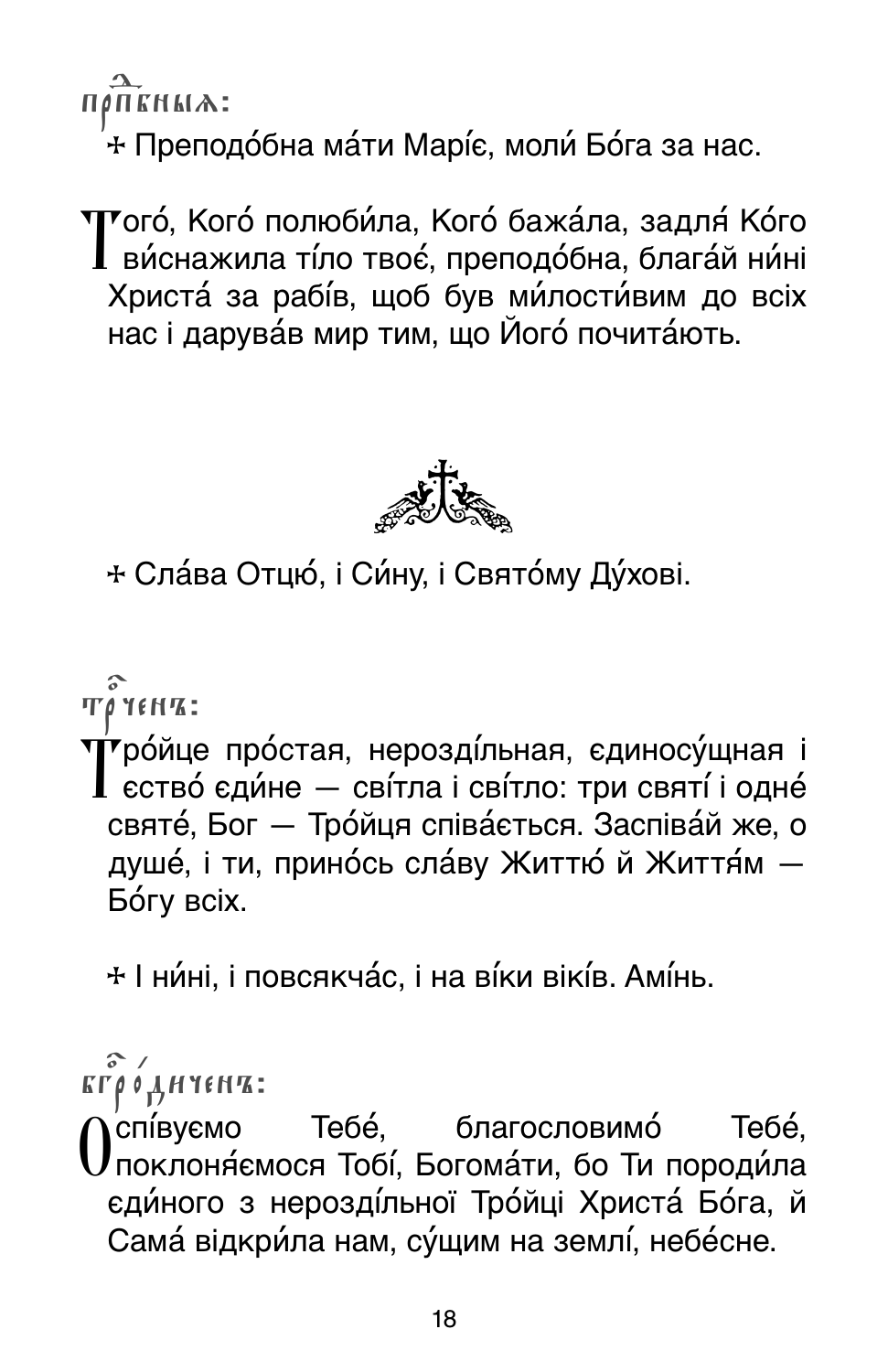Преподобныя:

✢ Преподо́бна ма́ти Марі́є, моли́ Бо́га за нас.

Того́, Кого́ полюби́ла, Кого́ бажа́ла, задля́ Ко́го ви́снажила ті́ло твоє́, преподо́бна, блага́й ни́ні Христа́ за рабі́в, щоб був ми́лости́вим до всіх нас і дарува́в мир тим, що Його́ почита́ють.

✢ Сла́ва Отцю́, і Си́ну, і Свято́му Ду́хові.

Троичен:

Тро́йце про́стая, нероздільная, єдиносу́щная і єство́ єди́не — сві́тла і сві́тло: три святі́ і одне́ святе́, Бог — Тро́йця співа́ється. Заспіва́й же, о душе́, і ти, прино́сь сла́ву Життю́ й Життя́м — Бо́гу всіх.

✢ І ни́ні, і повсякча́с, і на ві́ки вікі́в. Амі́нь.

Богородичен:

Оспі́вуємо Тебе́, благословимо́ Тебе́, поклоня́ємося Тобі́, Богома́ти, бо Ти породи́ла єди́ного з нероздільної Тро́йці Христа́ Бо́га, й Сама́ відкри́ла нам, су́щим на землі́, небе́сне.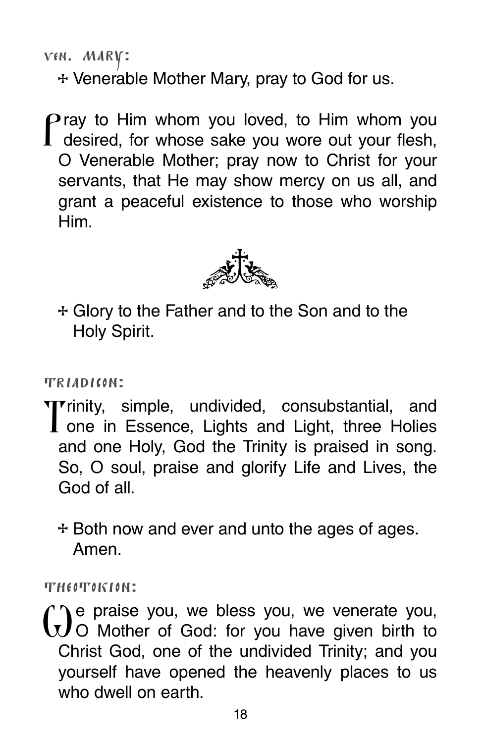**Ven. Mary:**

✠ Venerable Mother Mary, pray to God for us.

Pray to Him whom you loved, to Him whom you desired, for whose sake you wore out your flesh, O Venerable Mother; pray now to Christ for your servants, that He may show mercy on us all, and grant a peaceful existence to those who worship Him.

✠ Glory to the Father and to the Son and to the Holy Spirit.

**Triadicon:**

Trinity, simple, undivided, consubstantial, and one in Essence, Lights and Light, three Holies and one Holy, God the Trinity is praised in song. So, O soul, praise and glorify Life and Lives, the God of all.

✠ Both now and ever and unto the ages of ages. Amen.

**Theotokion:**

We praise you, we bless you, we venerate you, O Mother of God: for you have given birth to Christ God, one of the undivided Trinity; and you yourself have opened the heavenly places to us who dwell on earth.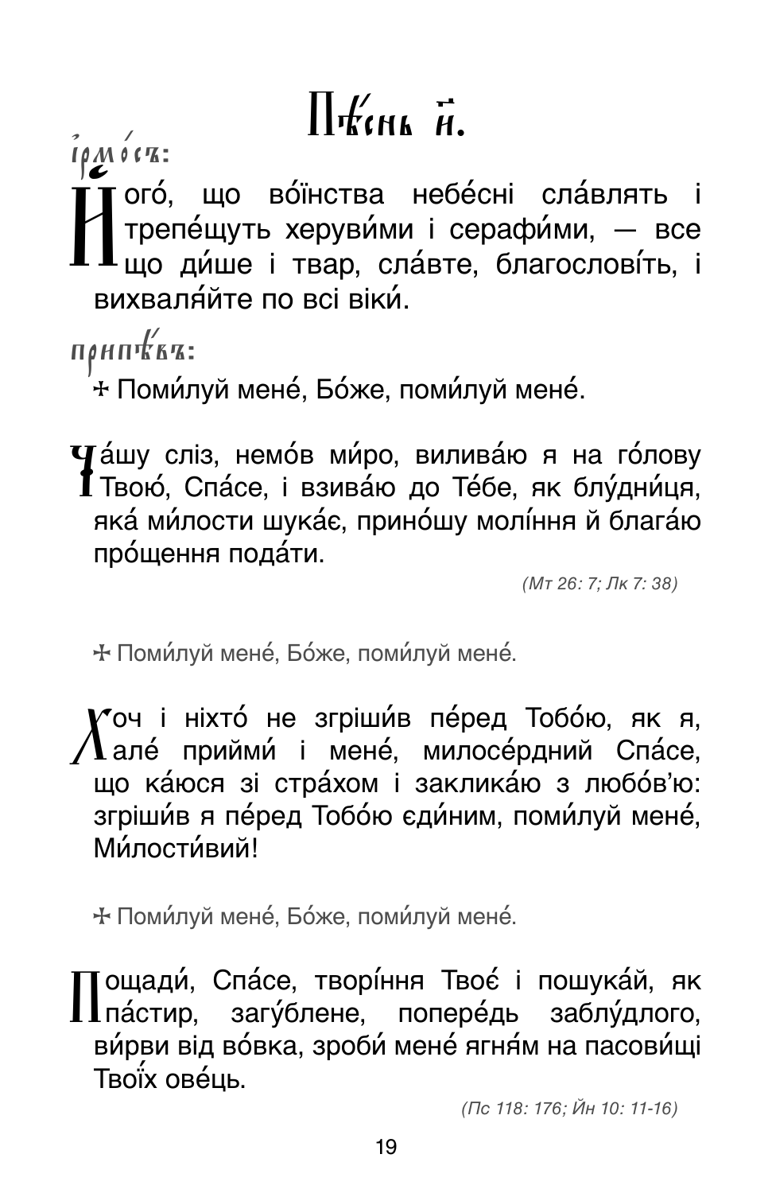# Пѣснь и҃.

**І҆рмо́съ:**

Його́, що во́їнства небе́сні сла́влять і трепе́щуть херуви́ми і серафи́ми, — все що ди́ше і твар, сла́вте, благослові́ть, і вихваля́йте по всі віки́.

**При́пѣвъ:**

✢ Поми́луй мене́, Бо́же, поми́луй мене́.

Ча́шу сліз, немо́в ми́ро, вилива́ю я на го́лову Твою́, Спа́се, і взива́ю до Те́бе, як блу́дни́ця, яка́ ми́лости шука́є, прино́шу молі́ння й блага́ю про́щення пода́ти.

*(Мт 26: 7; Лк 7: 38)*

✢ Поми́луй мене́, Бо́же, поми́луй мене́.

Хоч і ніхто́ не згріши́в пе́ред Тобо́ю, як я, але́ прийми́ і мене́, милосе́рдний Спа́се, що ка́юся зі стра́хом і заклика́ю з любо́в'ю: згріши́в я пе́ред Тобо́ю єди́ним, поми́луй мене́, Ми́лости́вий!

✢ Поми́луй мене́, Бо́же, поми́луй мене́.

Пощади́, Спа́се, творі́ння Твоє́ і пошука́й, як па́стир, загу́блене, попере́дь заблу́длого, ви́рви від во́вка, зроби́ мене́ ягня́м на пасови́щі Твої́х ове́ць.

*(Пс 118: 176; Йн 10: 11-16)*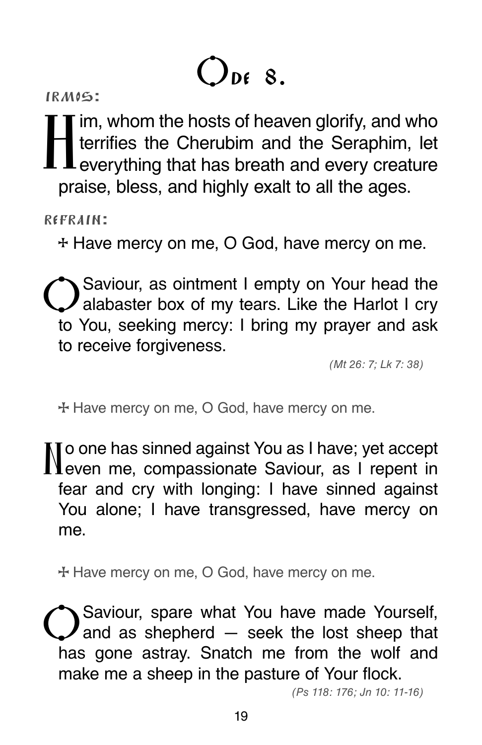# Ode 8.

**Irmos:**

Him, whom the hosts of heaven glorify, and who terrifies the Cherubim and the Seraphim, let everything that has breath and every creature praise, bless, and highly exalt to all the ages.

**Refrain:**

✠ Have mercy on me, O God, have mercy on me.

O Saviour, as ointment I empty on Your head the alabaster box of my tears. Like the Harlot I cry to You, seeking mercy: I bring my prayer and ask to receive forgiveness.

*(Mt 26: 7; Lk 7: 38)*

✠ Have mercy on me, O God, have mercy on me.

No one has sinned against You as I have; yet accept even me, compassionate Saviour, as I repent in fear and cry with longing: I have sinned against You alone; I have transgressed, have mercy on me.

✠ Have mercy on me, O God, have mercy on me.

O Saviour, spare what You have made Yourself, and as shepherd — seek the lost sheep that has gone astray. Snatch me from the wolf and make me a sheep in the pasture of Your flock.

*(Ps 118: 176; Jn 10: 11-16)*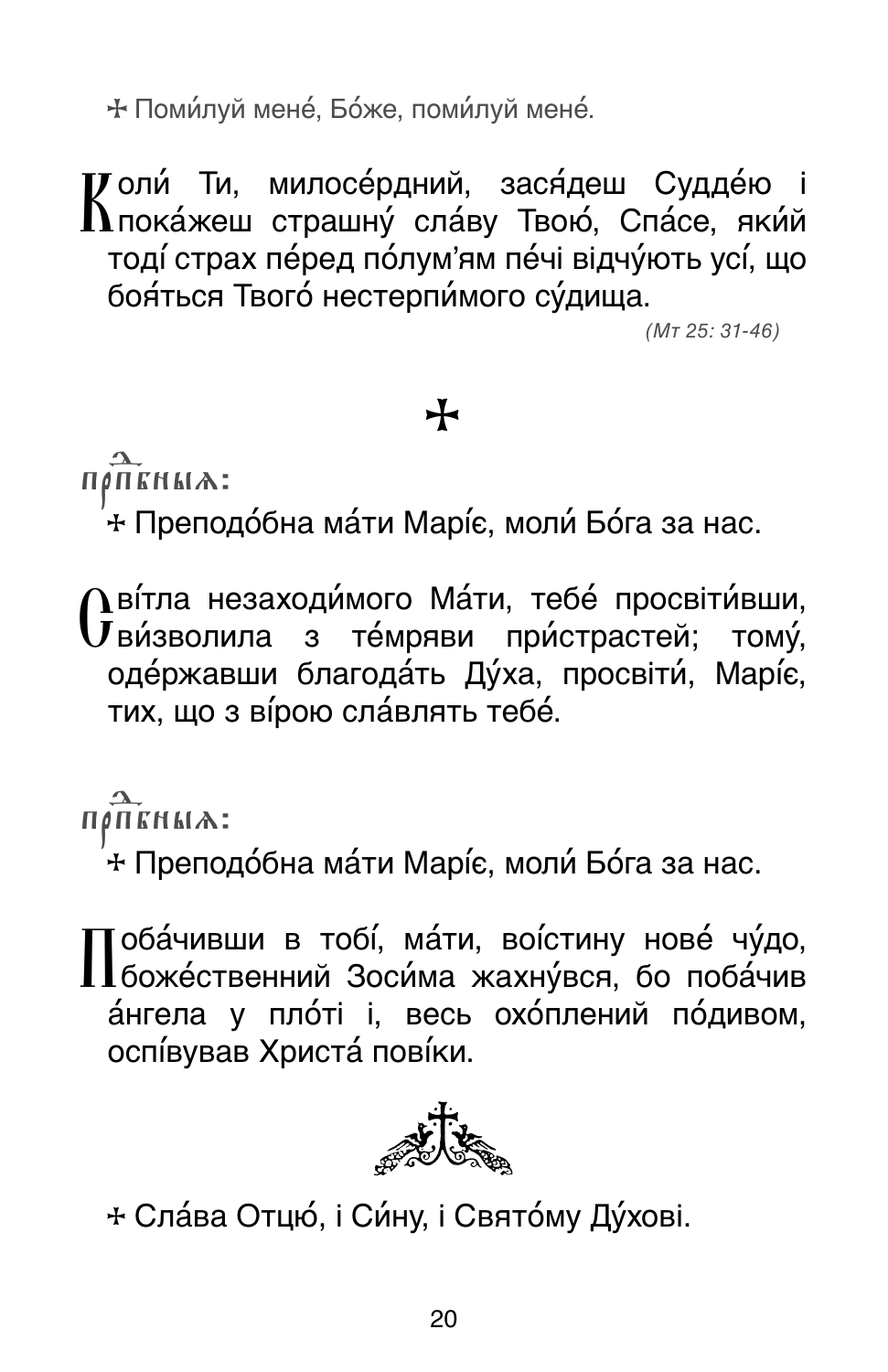✠ Поми́луй мене́, Бо́же, поми́луй мене́.

Коли́ Ти, милосе́рдний, зася́деш Судде́ю і пока́жеш страшну́ сла́ву Твою́, Спа́се, яки́й тоді́ страх пе́ред по́лум'ям пе́чі відчу́ють усі́, що боя́ться Твого́ нестерпи́мого су́дища.

*(Мт 25: 31-46)*

✠

прпⷣбныѧ:

✠ Преподо́бна ма́ти Марі́є, моли́ Бо́га за нас.

Сві́тла незаходи́мого Ма́ти, тебе́ просвіти́вши, ви́зволила з те́мряви при́страстей; тому́, оде́ржавши благода́ть Ду́ха, просвіти́, Марі́є, тих, що з ві́рою сла́влять тебе́.

прпⷣбныѧ:

✠ Преподо́бна ма́ти Марі́є, моли́ Бо́га за нас.

Поба́чивши в тобі́, ма́ти, воі́стину нове́ чу́до, боже́ственний Зоси́ма жахну́вся, бо поба́чив а́нгела у пло́ті і, весь охо́плений по́дивом, оспі́вував Христа́ пові́ки.

✠ Сла́ва Отцю́, і Си́ну, і Свято́му Ду́хові.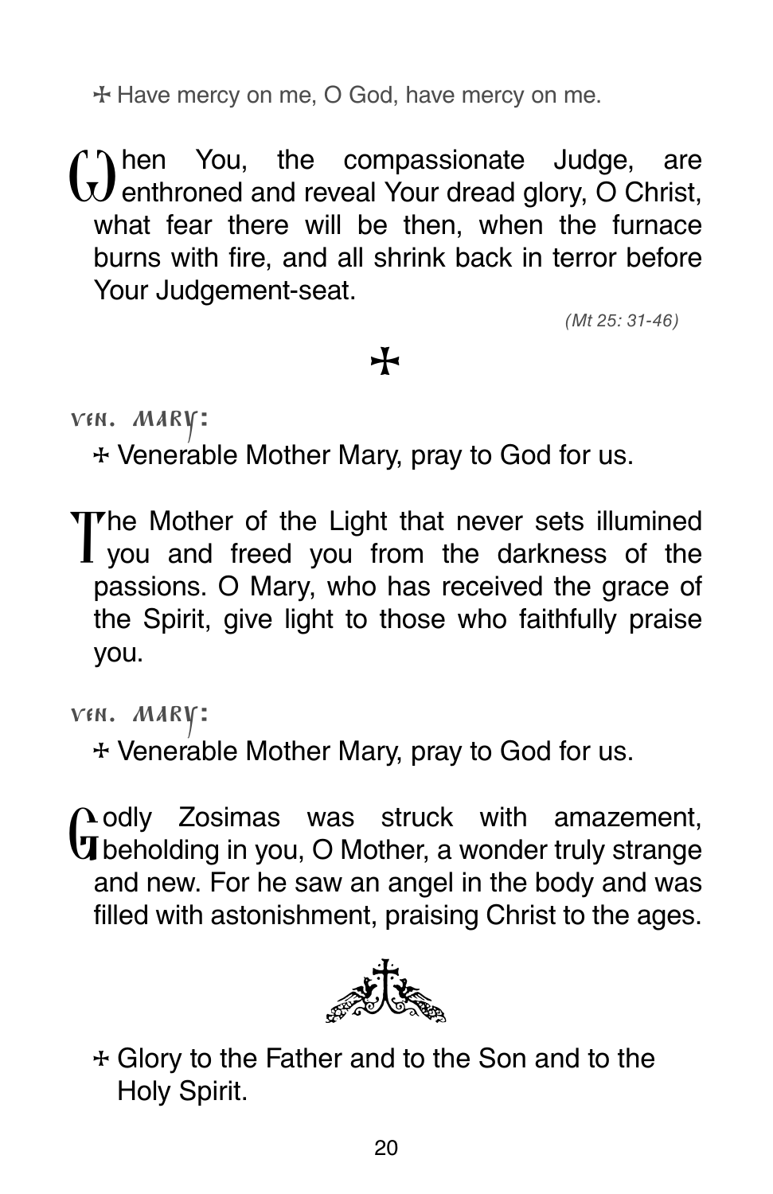✠ Have mercy on me, O God, have mercy on me.

When You, the compassionate Judge, are enthroned and reveal Your dread glory, O Christ, what fear there will be then, when the furnace burns with fire, and all shrink back in terror before Your Judgement-seat.

*(Mt 25: 31-46)*

✠

VEN. MARY:

✠ Venerable Mother Mary, pray to God for us.

The Mother of the Light that never sets illumined you and freed you from the darkness of the passions. O Mary, who has received the grace of the Spirit, give light to those who faithfully praise you.

VEN. MARY:

✠ Venerable Mother Mary, pray to God for us.

Godly Zosimas was struck with amazement, beholding in you, O Mother, a wonder truly strange and new. For he saw an angel in the body and was filled with astonishment, praising Christ to the ages.

✠ Glory to the Father and to the Son and to the Holy Spirit.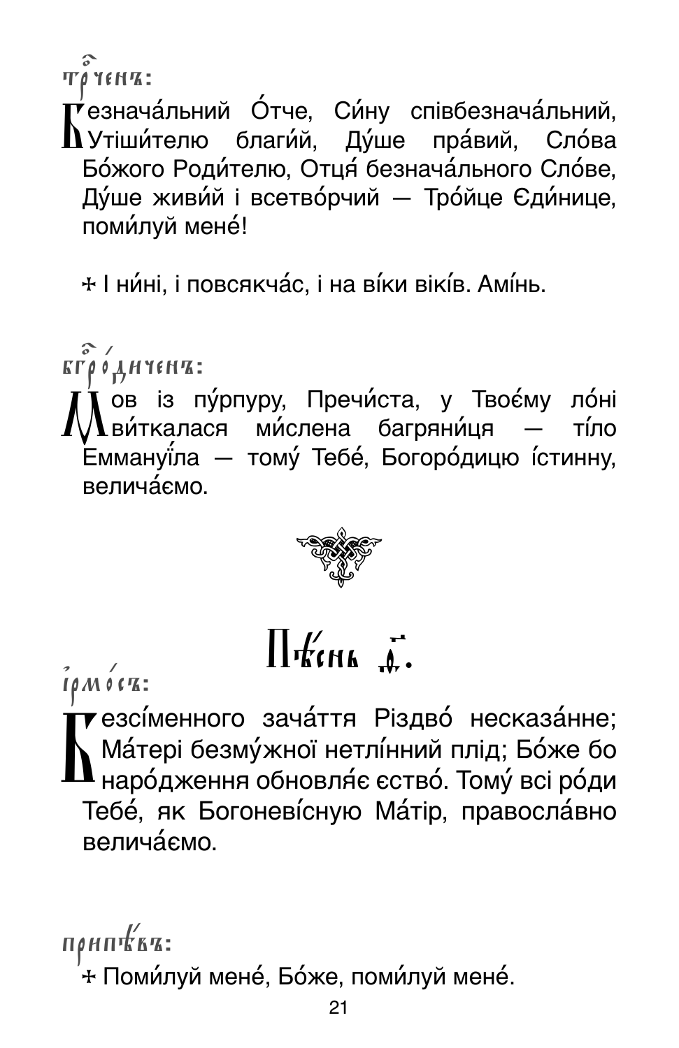Тр҇оченъ:

Безнача́льний О́тче, Си́ну співбезнача́льний, Утіши́телю благи́й, Ду́ше пра́вий, Сло́ва Бо́жого Роди́телю, Отця́ безнача́льного Сло́ве, Ду́ше живи́й і всетво́рчий — Тро́йце Єди́нице, поми́луй мене́!

✣ І ни́ні, і повсякча́с, і на ві́ки вікі́в. Амі́нь.

Бг҇оро́диченъ:

Мов із пу́рпуру, Пречи́ста, у Твоє́му ло́ні ви́ткалася ми́слена багряни́ця — ті́ло Еммануї́ла — тому́ Тебе́, Богоро́дицю і́стинну, велича́ємо.

## Пѣ́снь д҃.

І́рмо́съ:

Безсі́менного зача́ття Різдво́ несказа́нне; Ма́тері безму́жної нетлі́нний плід; Бо́же бо наро́дження обновля́є єство́. Тому́ всі ро́ди Тебе́, як Богоневі́сную Ма́тір, правосла́вно велича́ємо.

Припѣ́въ:

✣ Поми́луй мене́, Бо́же, поми́луй мене́.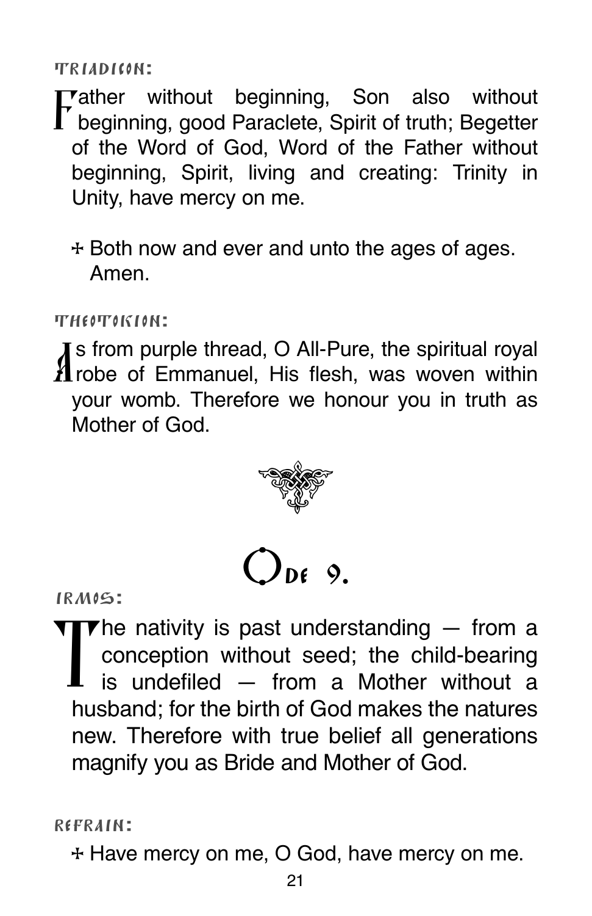TRIADICON:

Father without beginning, Son also without beginning, good Paraclete, Spirit of truth; Begetter of the Word of God, Word of the Father without beginning, Spirit, living and creating: Trinity in Unity, have mercy on me.

✢ Both now and ever and unto the ages of ages. Amen.

THEOTOKION:

As from purple thread, O All-Pure, the spiritual royal robe of Emmanuel, His flesh, was woven within your womb. Therefore we honour you in truth as Mother of God.

## Ode 9.

IRMOS:

The nativity is past understanding — from a conception without seed; the child-bearing is undefiled — from a Mother without a husband; for the birth of God makes the natures new. Therefore with true belief all generations magnify you as Bride and Mother of God.

REFRAIN:

✢ Have mercy on me, O God, have mercy on me.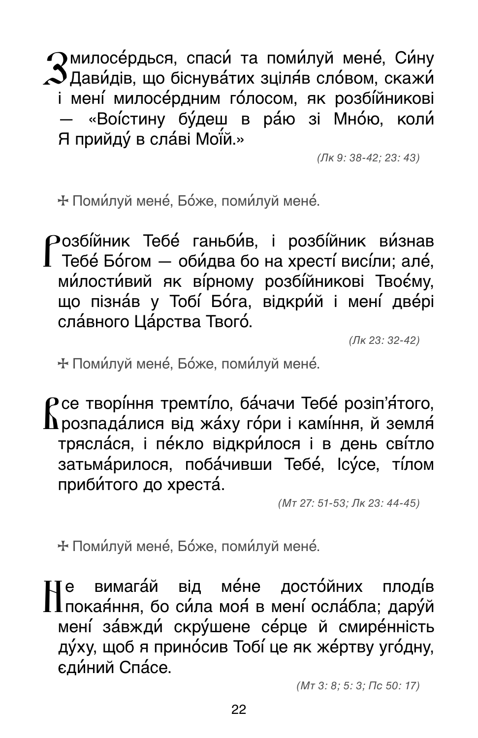Змилосе́рдься, спаси́ та поми́луй мене́, Си́ну Дави́дів, що біснува́тих зціля́в сло́вом, скажи́ і мені́ милосе́рдним го́лосом, як розбі́йникові — «Воі́стину бу́деш в ра́ю зі Мно́ю, коли́ Я прийду́ в сла́ві Мої́й.»

*(Лк 9: 38-42; 23: 43)*

✠ Поми́луй мене́, Бо́же, поми́луй мене́.

Розбі́йник Тебе́ ганьби́в, і розбі́йник ви́знав Тебе́ Бо́гом — обі́два бо на хресті́ висі́ли; але́, ми́лости́вий як ві́рному розбі́йникові Твоє́му, що пізна́в у Тобі́ Бо́га, відкри́й і мені́ две́рі сла́вного Ца́рства Твого́.

*(Лк 23: 32-42)*

✠ Поми́луй мене́, Бо́же, поми́луй мене́.

Все творі́ння тремті́ло, ба́чачи Тебе́ розіп'я́того, розпада́лися від жа́ху го́ри і камі́ння, й земля́ трясла́ся, і пе́кло відкри́лося і в день сві́тло затьма́рилося, поба́чивши Тебе́, Ісу́се, ті́лом приби́того до хреста́.

*(Мт 27: 51-53; Лк 23: 44-45)*

✠ Поми́луй мене́, Бо́же, поми́луй мене́.

Не вимага́й від ме́не досто́йних плоді́в покая́ння, бо си́ла моя́ в мені́ осла́бла; дару́й мені́ за́вжди́ скру́шене се́рце й смире́нність ду́ху, щоб я прино́сив Тобі́ це як же́ртву уго́дну, єди́ний Спа́се.

*(Мт 3: 8; 5: 3; Пс 50: 17)*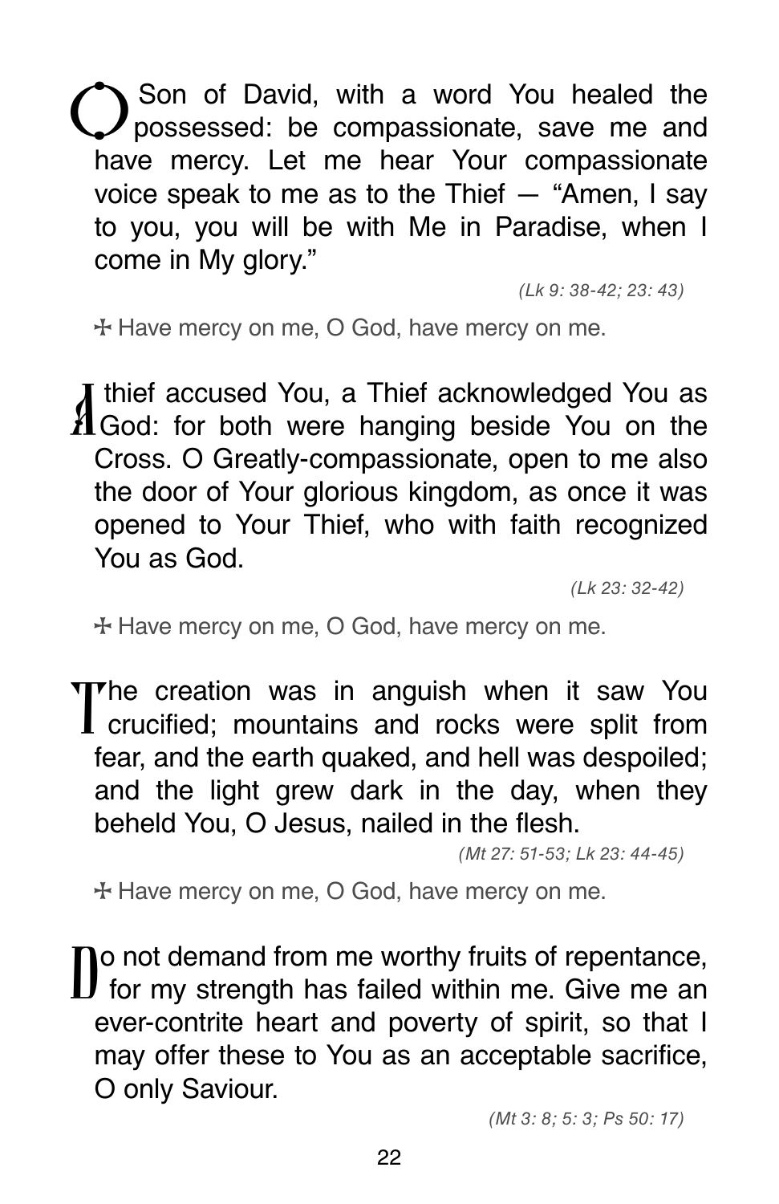O Son of David, with a word You healed the possessed: be compassionate, save me and have mercy. Let me hear Your compassionate voice speak to me as to the Thief — "Amen, I say to you, you will be with Me in Paradise, when I come in My glory."

*(Lk 9: 38-42; 23: 43)*

✠ Have mercy on me, O God, have mercy on me.

A thief accused You, a Thief acknowledged You as God: for both were hanging beside You on the Cross. O Greatly-compassionate, open to me also the door of Your glorious kingdom, as once it was opened to Your Thief, who with faith recognized You as God.

*(Lk 23: 32-42)*

✠ Have mercy on me, O God, have mercy on me.

The creation was in anguish when it saw You crucified; mountains and rocks were split from fear, and the earth quaked, and hell was despoiled; and the light grew dark in the day, when they beheld You, O Jesus, nailed in the flesh.

*(Mt 27: 51-53; Lk 23: 44-45)*

✠ Have mercy on me, O God, have mercy on me.

Do not demand from me worthy fruits of repentance, for my strength has failed within me. Give me an ever-contrite heart and poverty of spirit, so that I may offer these to You as an acceptable sacrifice, O only Saviour.

*(Mt 3: 8; 5: 3; Ps 50: 17)*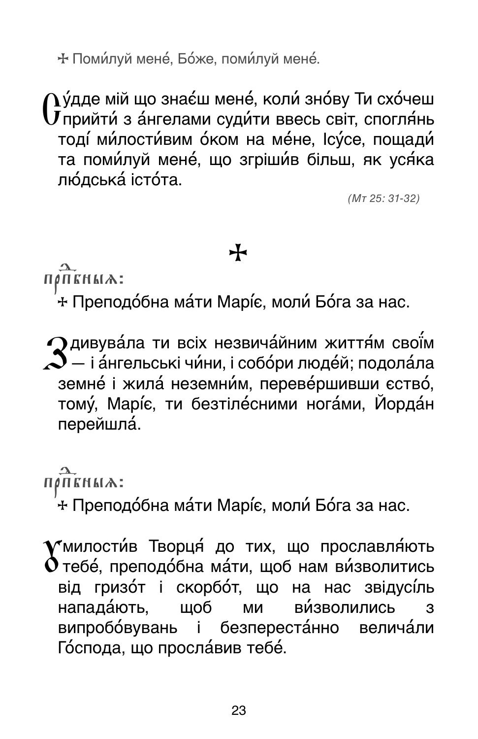✢ Помúлуй мене́, Бо́же, помúлуй мене́.

Су́дде мій що зна́єш мене́, колú зно́ву Ти схо́чеш прийтú з а́нгелами судúти ввесь світ, спогля́нь тоді́ мúлостúвим о́ком на ме́не, Ісу́се, пощадú та помúлуй мене́, що згрішúв більш, як уся́ка лю́дська́ істо́та.

*(Мт 25: 31-32)*

✢

прпⷣбныѧ:

✢ Преподо́бна ма́ти Марі́є, молú Бо́га за нас.

Здивува́ла ти всіх незвича́йним життя́м своі́м — і а́нгельські чúни, і собо́ри люде́й; подола́ла земне́ і жила́ неземнúм, переве́ршивши єство́, тому́, Марі́є, ти безтіле́сними нога́ми, Йорда́н перейшла́.

прпⷣбныѧ:

✢ Преподо́бна ма́ти Марі́є, молú Бо́га за нас.

Умилостúв Творця́ до тих, що прославля́ють тебе́, преподо́бна ма́ти, щоб нам вúзволитись від гризо́т і скорбо́т, що на нас звідусі́ль напада́ють, щоб ми вúзволились з випробо́вувань і безпереста́нно велича́ли Го́спода, що просла́вив тебе́.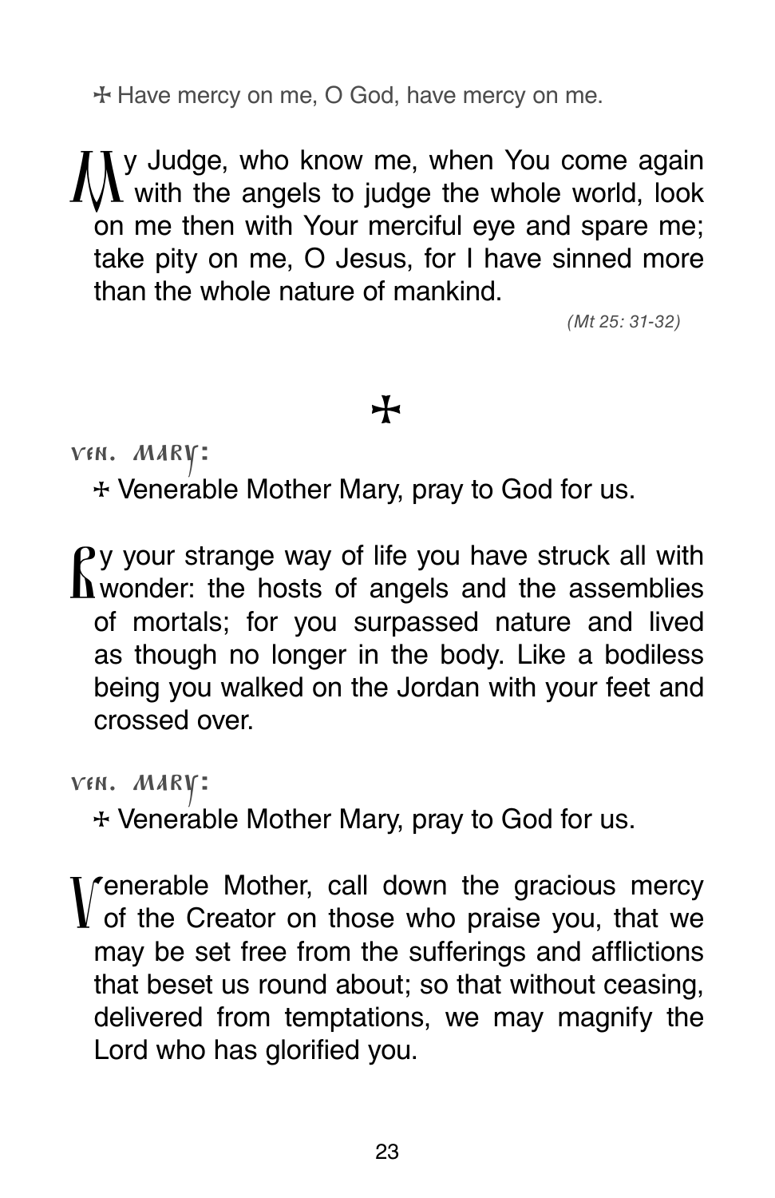✠ Have mercy on me, O God, have mercy on me.

My Judge, who know me, when You come again with the angels to judge the whole world, look on me then with Your merciful eye and spare me; take pity on me, O Jesus, for I have sinned more than the whole nature of mankind.

*(Mt 25: 31-32)*

✠

VEN. MARY:

✠ Venerable Mother Mary, pray to God for us.

By your strange way of life you have struck all with wonder: the hosts of angels and the assemblies of mortals; for you surpassed nature and lived as though no longer in the body. Like a bodiless being you walked on the Jordan with your feet and crossed over.

VEN. MARY:

✠ Venerable Mother Mary, pray to God for us.

Venerable Mother, call down the gracious mercy of the Creator on those who praise you, that we may be set free from the sufferings and afflictions that beset us round about; so that without ceasing, delivered from temptations, we may magnify the Lord who has glorified you.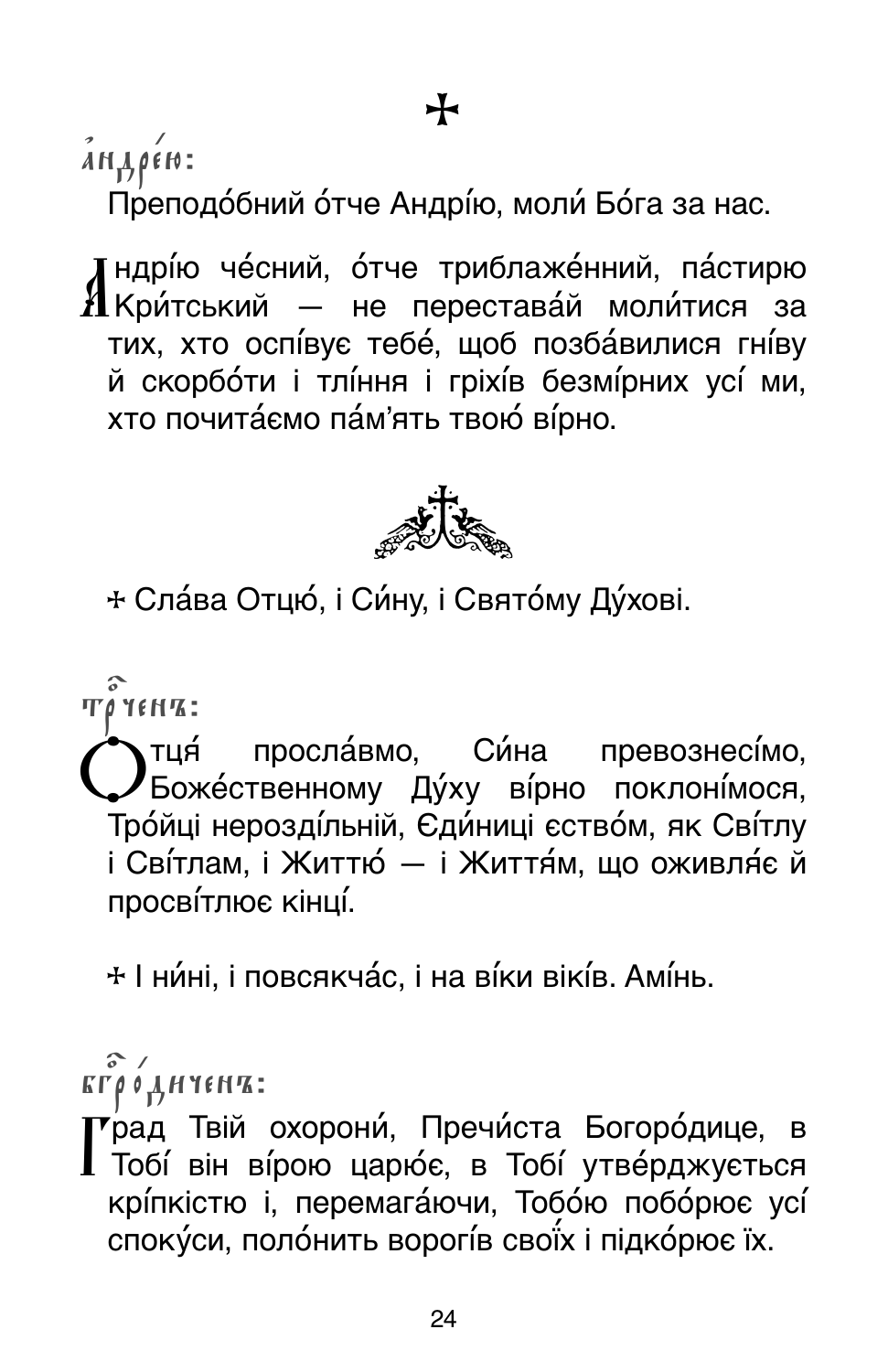✠

а҆ндре́ю:

Преподо́бний о́тче Андрі́ю, моли́ Бо́га за нас.

Андрі́ю че́сний, о́тче триблаже́нний, па́стирю Кри́тський — не перестава́й моли́тися за тих, хто оспі́ває тебе́, щоб позба́вилися гні́ву й скорбо́ти і тлі́ння і гріхі́в безмі́рних усі́ ми, хто почита́ємо па́м’ять твою́ ві́рно.

✠ Сла́ва Отцю́, і Си́ну, і Свято́му Ду́хові.

трѻ́ченъ:

Отця́ просла́вмо, Си́на превознесі́мо, Боже́ственному Ду́ху ві́рно поклоні́мося, Тро́йці нероздíльній, Єди́ниці єство́м, як Сві́тлу і Сві́тлам, і Життю́ — і Життя́м, що оживля́є й просві́тлює кінці́.

✠ І ни́ні, і повсякча́с, і на ві́ки вікі́в. Амі́нь.

бг҃ороди́ченъ:

Град Твій охорони́, Пречи́ста Богоро́дице, в Тобі́ він ві́рою царю́є, в Тобі́ утве́рджується крі́пкістю і, перемага́ючи, Тобо́ю побо́рює усі́ споку́си, поло́нить ворогі́в свої́х і підко́рює ї́х.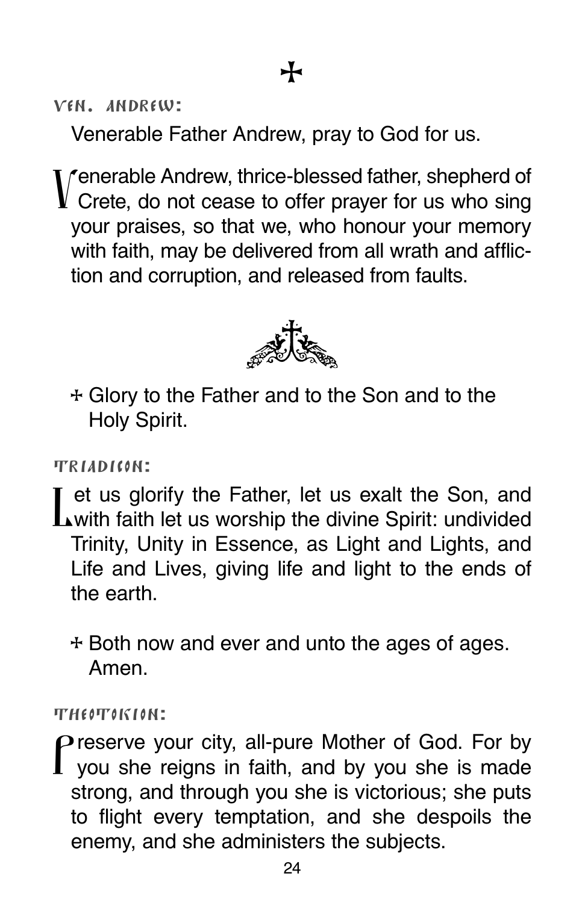✠

**Ven. Andrew:**

Venerable Father Andrew, pray to God for us.

Venerable Andrew, thrice-blessed father, shepherd of Crete, do not cease to offer prayer for us who sing your praises, so that we, who honour your memory with faith, may be delivered from all wrath and affliction and corruption, and released from faults.

✠ Glory to the Father and to the Son and to the Holy Spirit.

**Triadicon:**

Let us glorify the Father, let us exalt the Son, and with faith let us worship the divine Spirit: undivided Trinity, Unity in Essence, as Light and Lights, and Life and Lives, giving life and light to the ends of the earth.

✠ Both now and ever and unto the ages of ages. Amen.

**Theotokion:**

Preserve your city, all-pure Mother of God. For by you she reigns in faith, and by you she is made strong, and through you she is victorious; she puts to flight every temptation, and she despoils the enemy, and she administers the subjects.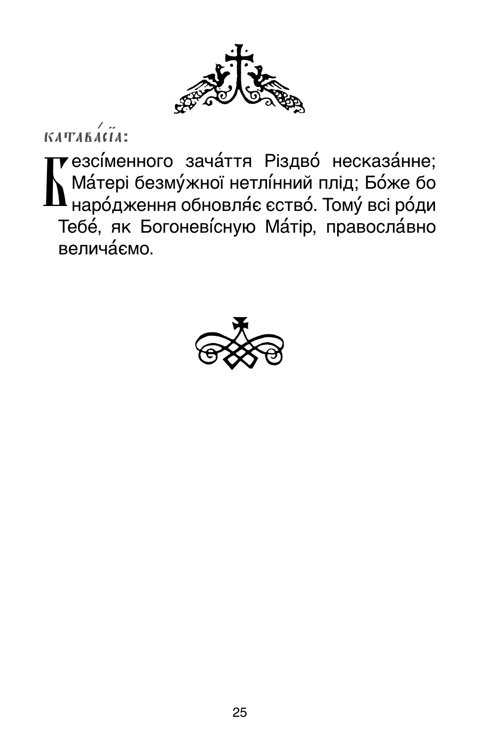**Катавасія:**

Безсі́менного зача́ття Різдво́ несказа́нне; Ма́тері безму́жної нетлі́нний плід; Бо́же бо наро́дження обновля́є єство́. Тому́ всі ро́ди Тебе́, як Богоневі́сную Ма́тір, правосла́вно велича́ємо.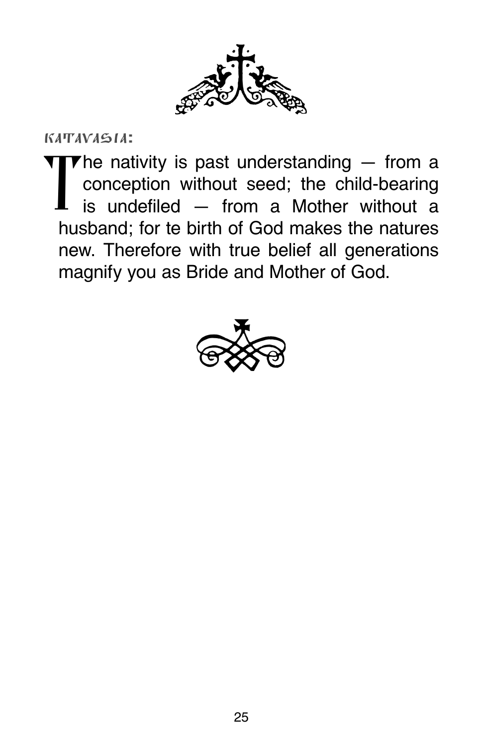**KATAVASIA:**

The nativity is past understanding — from a conception without seed; the child-bearing is undefiled — from a Mother without a husband; for te birth of God makes the natures new. Therefore with true belief all generations magnify you as Bride and Mother of God.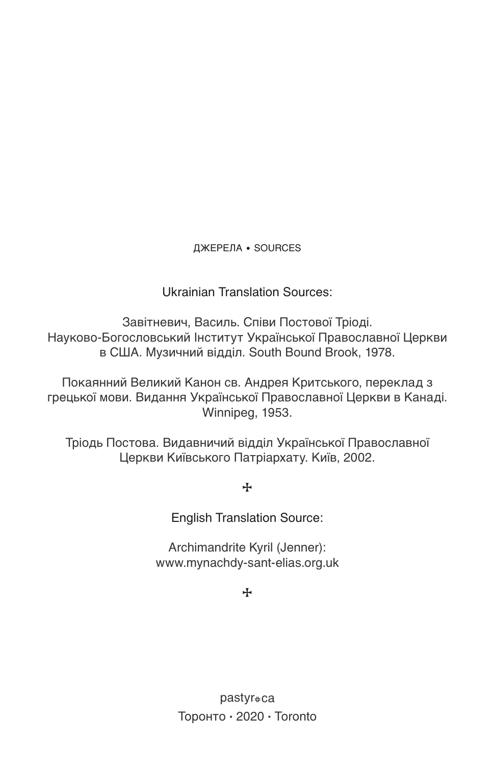## ДЖЕРЕЛА • SOURCES

Ukrainian Translation Sources:

Завітневич, Василь. Співи Постової Тріоді. Науково-Богословський Інститут Української Православної Церкви в США. Музичний відділ. South Bound Brook, 1978.

Покаянний Великий Канон св. Андрея Критського, переклад з грецької мови. Видання Української Православної Церкви в Канаді. Winnipeg, 1953.

Тріодь Постова. Видавничий відділ Української Православної Церкви Київського Патріархату. Київ, 2002.

✠

English Translation Source:

Archimandrite Kyril (Jenner): www.mynachdy-sant-elias.org.uk

✠

pastyr✠ca

Торонто • 2020 • Toronto